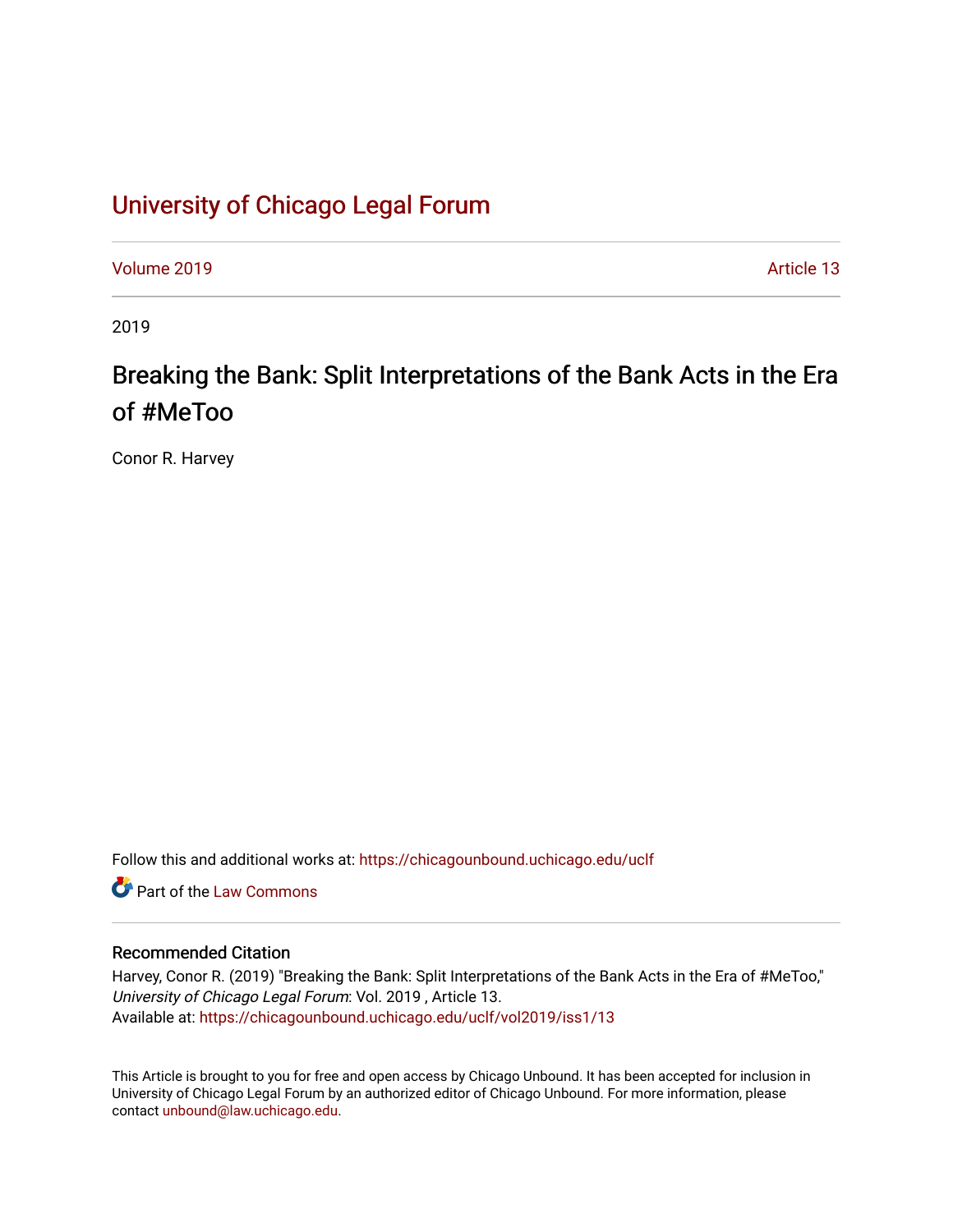# University of Chicago Legal Forum

Volume 2019 Article 13

2019

## Breaking the Bank: Split Interpretations of the Bank Acts in the Era of #MeToo

Conor R. Harvey

Follow this and additional works at: https://chicagounbound.uchicago.edu/uclf

Part of the Law Commons

### Recommended Citation

Harvey, Conor R. (2019) "Breaking the Bank: Split Interpretations of the Bank Acts in the Era of #MeToo," *University of Chicago Legal Forum*: Vol. 2019 , Article 13.
Available at: https://chicagounbound.uchicago.edu/uclf/vol2019/iss1/13

This Article is brought to you for free and open access by Chicago Unbound. It has been accepted for inclusion in University of Chicago Legal Forum by an authorized editor of Chicago Unbound. For more information, please contact unbound@law.uchicago.edu.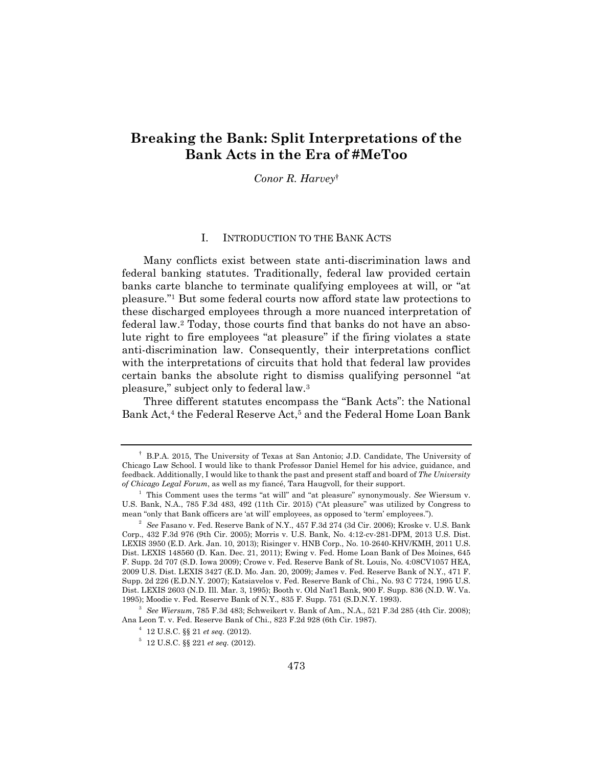# Breaking the Bank: Split Interpretations of the Bank Acts in the Era of #MeToo

*Conor R. Harvey*[†]

## I. Introduction to the Bank Acts

Many conflicts exist between state anti-discrimination laws and federal banking statutes. Traditionally, federal law provided certain banks carte blanche to terminate qualifying employees at will, or "at pleasure."[1] But some federal courts now afford state law protections to these discharged employees through a more nuanced interpretation of federal law.[2] Today, those courts find that banks do not have an absolute right to fire employees "at pleasure" if the firing violates a state anti-discrimination law. Consequently, their interpretations conflict with the interpretations of circuits that hold that federal law provides certain banks the absolute right to dismiss qualifying personnel "at pleasure," subject only to federal law.[3]

Three different statutes encompass the "Bank Acts": the National Bank Act,[4] the Federal Reserve Act,[5] and the Federal Home Loan Bank

---

[†] B.P.A. 2015, The University of Texas at San Antonio; J.D. Candidate, The University of Chicago Law School. I would like to thank Professor Daniel Hemel for his advice, guidance, and feedback. Additionally, I would like to thank the past and present staff and board of *The University of Chicago Legal Forum*, as well as my fiancé, Tara Haugvoll, for their support.

[1] This Comment uses the terms "at will" and "at pleasure" synonymously. *See* Wiersum v. U.S. Bank, N.A., 785 F.3d 483, 492 (11th Cir. 2015) ("At pleasure" was utilized by Congress to mean "only that Bank officers are 'at will' employees, as opposed to 'term' employees.").

[2] *See* Fasano v. Fed. Reserve Bank of N.Y., 457 F.3d 274 (3d Cir. 2006); Kroske v. U.S. Bank Corp., 432 F.3d 976 (9th Cir. 2005); Morris v. U.S. Bank, No. 4:12-cv-281-DPM, 2013 U.S. Dist. LEXIS 3950 (E.D. Ark. Jan. 10, 2013); Risinger v. HNB Corp., No. 10-2640-KHV/KMH, 2011 U.S. Dist. LEXIS 148560 (D. Kan. Dec. 21, 2011); Ewing v. Fed. Home Loan Bank of Des Moines, 645 F. Supp. 2d 707 (S.D. Iowa 2009); Crowe v. Fed. Reserve Bank of St. Louis, No. 4:08CV1057 HEA, 2009 U.S. Dist. LEXIS 3427 (E.D. Mo. Jan. 20, 2009); James v. Fed. Reserve Bank of N.Y., 471 F. Supp. 2d 226 (E.D.N.Y. 2007); Katsiavelos v. Fed. Reserve Bank of Chi., No. 93 C 7724, 1995 U.S. Dist. LEXIS 2603 (N.D. Ill. Mar. 3, 1995); Booth v. Old Nat'l Bank, 900 F. Supp. 836 (N.D. W. Va. 1995); Moodie v. Fed. Reserve Bank of N.Y., 835 F. Supp. 751 (S.D.N.Y. 1993).

[3] *See Wiersum*, 785 F.3d 483; Schweikert v. Bank of Am., N.A., 521 F.3d 285 (4th Cir. 2008); Ana Leon T. v. Fed. Reserve Bank of Chi., 823 F.2d 928 (6th Cir. 1987).

[4] 12 U.S.C. §§ 21 *et seq.* (2012).

[5] 12 U.S.C. §§ 221 *et seq.* (2012).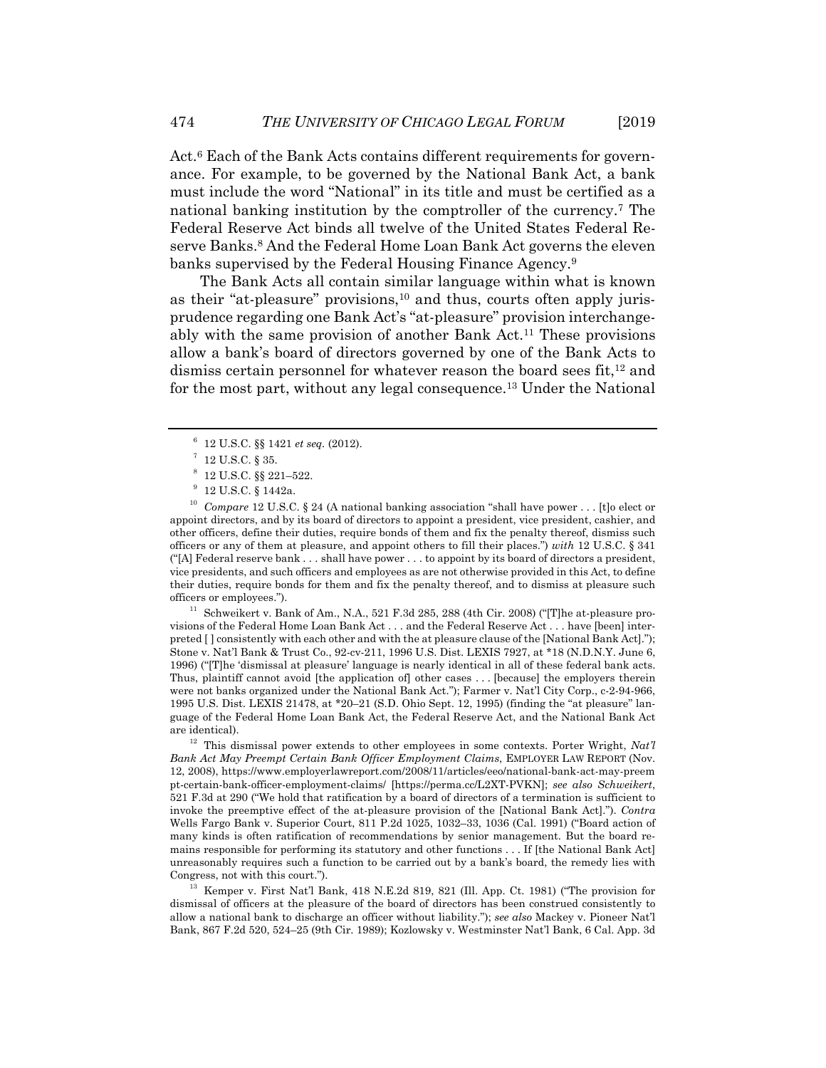Act.[6] Each of the Bank Acts contains different requirements for governance. For example, to be governed by the National Bank Act, a bank must include the word "National" in its title and must be certified as a national banking institution by the comptroller of the currency.[7] The Federal Reserve Act binds all twelve of the United States Federal Reserve Banks.[8] And the Federal Home Loan Bank Act governs the eleven banks supervised by the Federal Housing Finance Agency.[9]

The Bank Acts all contain similar language within what is known as their "at-pleasure" provisions,[10] and thus, courts often apply jurisprudence regarding one Bank Act's "at-pleasure" provision interchangeably with the same provision of another Bank Act.[11] These provisions allow a bank's board of directors governed by one of the Bank Acts to dismiss certain personnel for whatever reason the board sees fit,[12] and for the most part, without any legal consequence.[13] Under the National

---

[6] 12 U.S.C. §§ 1421 *et seq.* (2012).

[7] 12 U.S.C. § 35.

[8] 12 U.S.C. §§ 221–522.

[9] 12 U.S.C. § 1442a.

[10] *Compare* 12 U.S.C. § 24 (A national banking association "shall have power . . . [t]o elect or appoint directors, and by its board of directors to appoint a president, vice president, cashier, and other officers, define their duties, require bonds of them and fix the penalty thereof, dismiss such officers or any of them at pleasure, and appoint others to fill their places.") *with* 12 U.S.C. § 341 ("[A] Federal reserve bank . . . shall have power . . . to appoint by its board of directors a president, vice presidents, and such officers and employees as are not otherwise provided in this Act, to define their duties, require bonds for them and fix the penalty thereof, and to dismiss at pleasure such officers or employees.").

[11] Schweikert v. Bank of Am., N.A., 521 F.3d 285, 288 (4th Cir. 2008) ("[T]he at-pleasure provisions of the Federal Home Loan Bank Act . . . and the Federal Reserve Act . . . have [been] interpreted [ ] consistently with each other and with the at pleasure clause of the [National Bank Act]."); Stone v. Nat'l Bank & Trust Co., 92-cv-211, 1996 U.S. Dist. LEXIS 7927, at *18 (N.D.N.Y. June 6, 1996) ("[T]he 'dismissal at pleasure' language is nearly identical in all of these federal bank acts. Thus, plaintiff cannot avoid [the application of] other cases . . . [because] the employers therein were not banks organized under the National Bank Act."); Farmer v. Nat'l City Corp., c-2-94-966, 1995 U.S. Dist. LEXIS 21478, at *20–21 (S.D. Ohio Sept. 12, 1995) (finding the "at pleasure" language of the Federal Home Loan Bank Act, the Federal Reserve Act, and the National Bank Act are identical).

[12] This dismissal power extends to other employees in some contexts. Porter Wright, *Nat'l Bank Act May Preempt Certain Bank Officer Employment Claims*, EMPLOYER LAW REPORT (Nov. 12, 2008), https://www.employerlawreport.com/2008/11/articles/eeo/national-bank-act-may-preempt-certain-bank-officer-employment-claims/ [https://perma.cc/L2XT-PVKN]; *see also Schweikert*, 521 F.3d at 290 ("We hold that ratification by a board of directors of a termination is sufficient to invoke the preemptive effect of the at-pleasure provision of the [National Bank Act]."). *Contra* Wells Fargo Bank v. Superior Court, 811 P.2d 1025, 1032–33, 1036 (Cal. 1991) ("Board action of many kinds is often ratification of recommendations by senior management. But the board remains responsible for performing its statutory and other functions . . . If [the National Bank Act] unreasonably requires such a function to be carried out by a bank's board, the remedy lies with Congress, not with this court.").

[13] Kemper v. First Nat'l Bank, 418 N.E.2d 819, 821 (Ill. App. Ct. 1981) ("The provision for dismissal of officers at the pleasure of the board of directors has been construed consistently to allow a national bank to discharge an officer without liability."); *see also* Mackey v. Pioneer Nat'l Bank, 867 F.2d 520, 524–25 (9th Cir. 1989); Kozlowsky v. Westminster Nat'l Bank, 6 Cal. App. 3d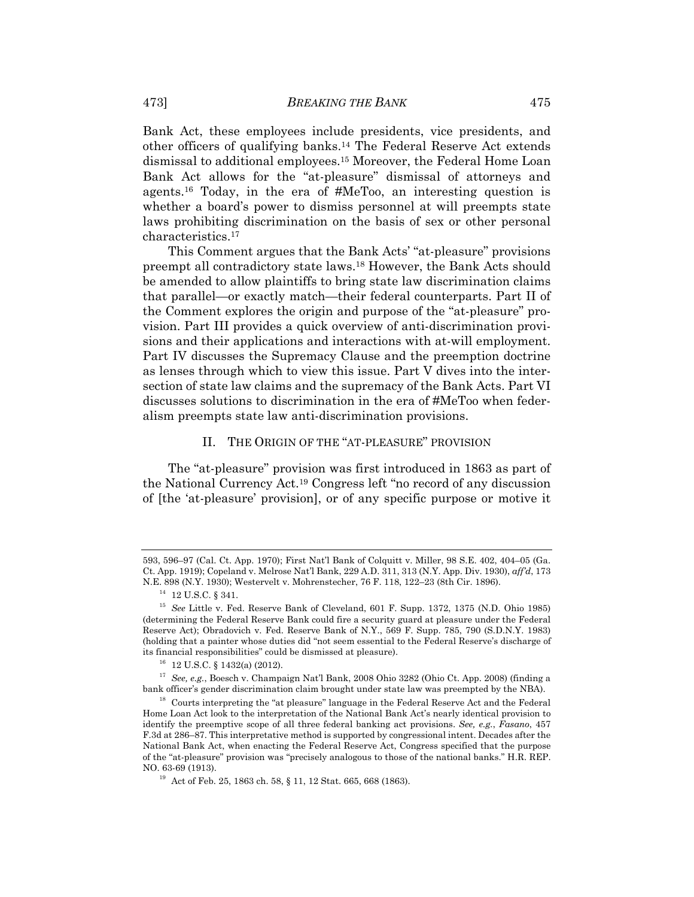Bank Act, these employees include presidents, vice presidents, and other officers of qualifying banks.[14] The Federal Reserve Act extends dismissal to additional employees.[15] Moreover, the Federal Home Loan Bank Act allows for the "at-pleasure" dismissal of attorneys and agents.[16] Today, in the era of #MeToo, an interesting question is whether a board's power to dismiss personnel at will preempts state laws prohibiting discrimination on the basis of sex or other personal characteristics.[17]

This Comment argues that the Bank Acts' "at-pleasure" provisions preempt all contradictory state laws.[18] However, the Bank Acts should be amended to allow plaintiffs to bring state law discrimination claims that parallel—or exactly match—their federal counterparts. Part II of the Comment explores the origin and purpose of the "at-pleasure" provision. Part III provides a quick overview of anti-discrimination provisions and their applications and interactions with at-will employment. Part IV discusses the Supremacy Clause and the preemption doctrine as lenses through which to view this issue. Part V dives into the intersection of state law claims and the supremacy of the Bank Acts. Part VI discusses solutions to discrimination in the era of #MeToo when federalism preempts state law anti-discrimination provisions.

## II. THE ORIGIN OF THE "AT-PLEASURE" PROVISION

The "at-pleasure" provision was first introduced in 1863 as part of the National Currency Act.[19] Congress left "no record of any discussion of [the 'at-pleasure' provision], or of any specific purpose or motive it

---

593, 596–97 (Cal. Ct. App. 1970); First Nat'l Bank of Colquitt v. Miller, 98 S.E. 402, 404–05 (Ga. Ct. App. 1919); Copeland v. Melrose Nat'l Bank, 229 A.D. 311, 313 (N.Y. App. Div. 1930), *aff'd*, 173 N.E. 898 (N.Y. 1930); Westervelt v. Mohrenstecher, 76 F. 118, 122–23 (8th Cir. 1896).

[14] 12 U.S.C. § 341.

[15] *See* Little v. Fed. Reserve Bank of Cleveland, 601 F. Supp. 1372, 1375 (N.D. Ohio 1985) (determining the Federal Reserve Bank could fire a security guard at pleasure under the Federal Reserve Act); Obradovich v. Fed. Reserve Bank of N.Y., 569 F. Supp. 785, 790 (S.D.N.Y. 1983) (holding that a painter whose duties did "not seem essential to the Federal Reserve's discharge of its financial responsibilities" could be dismissed at pleasure).

[16] 12 U.S.C. § 1432(a) (2012).

[17] *See, e.g.*, Boesch v. Champaign Nat'l Bank, 2008 Ohio 3282 (Ohio Ct. App. 2008) (finding a bank officer's gender discrimination claim brought under state law was preempted by the NBA).

[18] Courts interpreting the "at pleasure" language in the Federal Reserve Act and the Federal Home Loan Act look to the interpretation of the National Bank Act's nearly identical provision to identify the preemptive scope of all three federal banking act provisions. *See, e.g.*, *Fasano*, 457 F.3d at 286–87. This interpretative method is supported by congressional intent. Decades after the National Bank Act, when enacting the Federal Reserve Act, Congress specified that the purpose of the "at-pleasure" provision was "precisely analogous to those of the national banks." H.R. REP. NO. 63-69 (1913).

[19] Act of Feb. 25, 1863 ch. 58, § 11, 12 Stat. 665, 668 (1863).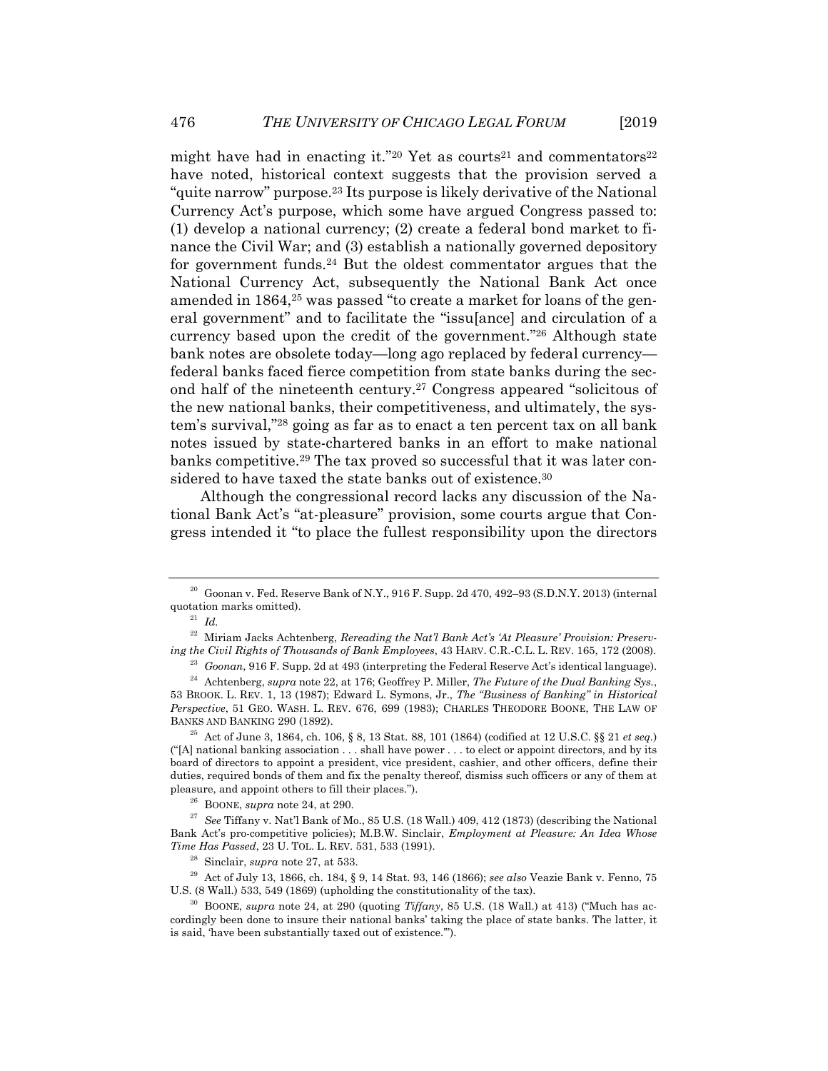might have had in enacting it."[20] Yet as courts[21] and commentators[22] have noted, historical context suggests that the provision served a "quite narrow" purpose.[23] Its purpose is likely derivative of the National Currency Act's purpose, which some have argued Congress passed to: (1) develop a national currency; (2) create a federal bond market to finance the Civil War; and (3) establish a nationally governed depository for government funds.[24] But the oldest commentator argues that the National Currency Act, subsequently the National Bank Act once amended in 1864,[25] was passed "to create a market for loans of the general government" and to facilitate the "issu[ance] and circulation of a currency based upon the credit of the government."[26] Although state bank notes are obsolete today—long ago replaced by federal currency—federal banks faced fierce competition from state banks during the second half of the nineteenth century.[27] Congress appeared "solicitous of the new national banks, their competitiveness, and ultimately, the system's survival,"[28] going as far as to enact a ten percent tax on all bank notes issued by state-chartered banks in an effort to make national banks competitive.[29] The tax proved so successful that it was later considered to have taxed the state banks out of existence.[30]

Although the congressional record lacks any discussion of the National Bank Act's "at-pleasure" provision, some courts argue that Congress intended it "to place the fullest responsibility upon the directors

---

[20] Goonan v. Fed. Reserve Bank of N.Y., 916 F. Supp. 2d 470, 492–93 (S.D.N.Y. 2013) (internal quotation marks omitted).

[21] *Id.*

[22] Miriam Jacks Achtenberg, *Rereading the Nat'l Bank Act's 'At Pleasure' Provision: Preserving the Civil Rights of Thousands of Bank Employees*, 43 HARV. C.R.-C.L. L. REV. 165, 172 (2008).

[23] *Goonan*, 916 F. Supp. 2d at 493 (interpreting the Federal Reserve Act's identical language).

[24] Achtenberg, *supra* note 22, at 176; Geoffrey P. Miller, *The Future of the Dual Banking Sys.*, 53 BROOK. L. REV. 1, 13 (1987); Edward L. Symons, Jr., *The "Business of Banking" in Historical Perspective*, 51 GEO. WASH. L. REV. 676, 699 (1983); CHARLES THEODORE BOONE, THE LAW OF BANKS AND BANKING 290 (1892).

[25] Act of June 3, 1864, ch. 106, § 8, 13 Stat. 88, 101 (1864) (codified at 12 U.S.C. §§ 21 *et seq.*) ("[A] national banking association . . . shall have power . . . to elect or appoint directors, and by its board of directors to appoint a president, vice president, cashier, and other officers, define their duties, required bonds of them and fix the penalty thereof, dismiss such officers or any of them at pleasure, and appoint others to fill their places.").

[26] BOONE, *supra* note 24, at 290.

[27] *See* Tiffany v. Nat'l Bank of Mo., 85 U.S. (18 Wall.) 409, 412 (1873) (describing the National Bank Act's pro-competitive policies); M.B.W. Sinclair, *Employment at Pleasure: An Idea Whose Time Has Passed*, 23 U. TOL. L. REV. 531, 533 (1991).

[28] Sinclair, *supra* note 27, at 533.

[29] Act of July 13, 1866, ch. 184, § 9, 14 Stat. 93, 146 (1866); *see also* Veazie Bank v. Fenno, 75 U.S. (8 Wall.) 533, 549 (1869) (upholding the constitutionality of the tax).

[30] BOONE, *supra* note 24, at 290 (quoting *Tiffany*, 85 U.S. (18 Wall.) at 413) ("Much has accordingly been done to insure their national banks' taking the place of state banks. The latter, it is said, 'have been substantially taxed out of existence.'").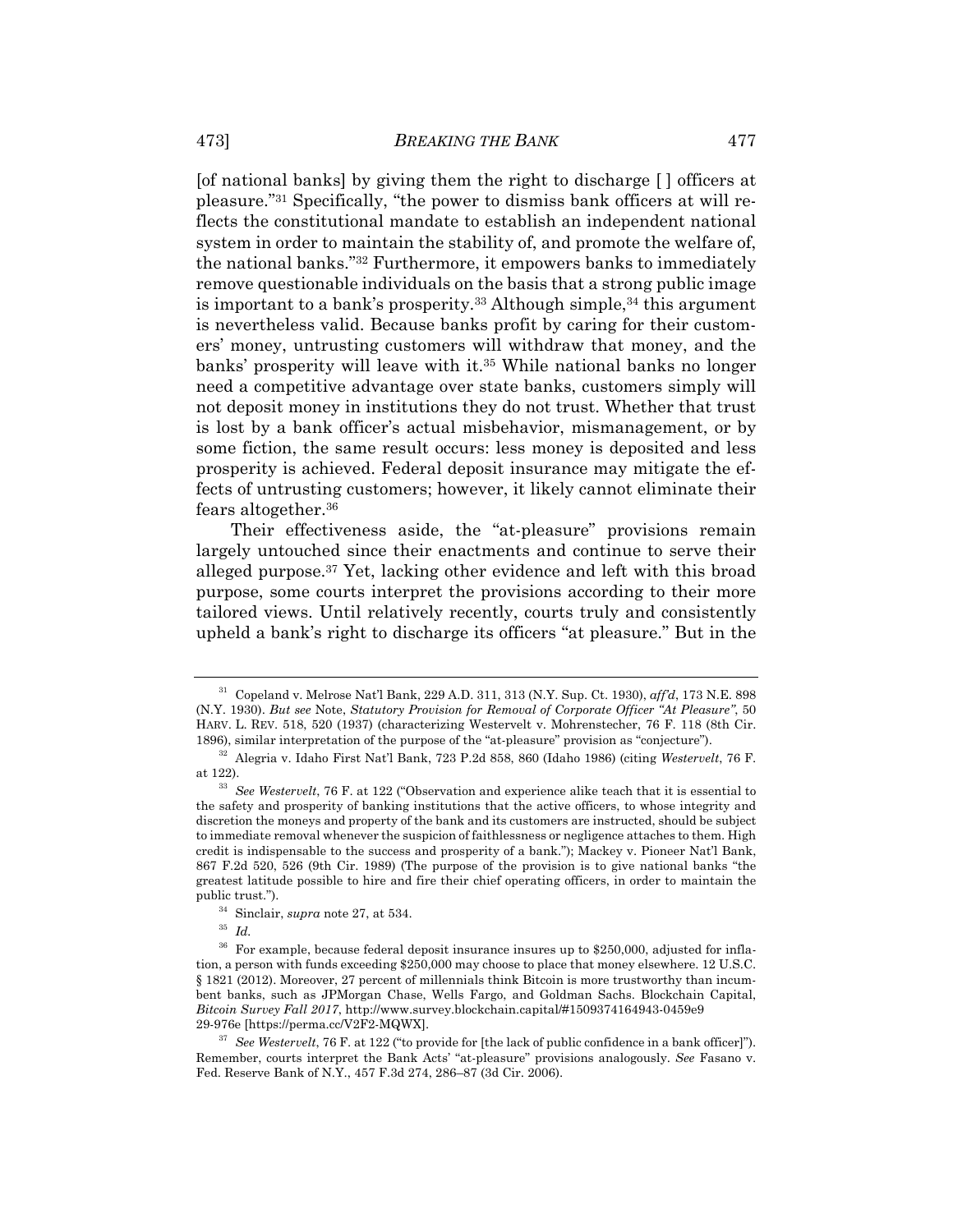[of national banks] by giving them the right to discharge [ ] officers at pleasure."[31] Specifically, "the power to dismiss bank officers at will reflects the constitutional mandate to establish an independent national system in order to maintain the stability of, and promote the welfare of, the national banks."[32] Furthermore, it empowers banks to immediately remove questionable individuals on the basis that a strong public image is important to a bank's prosperity.[33] Although simple,[34] this argument is nevertheless valid. Because banks profit by caring for their customers' money, untrusting customers will withdraw that money, and the banks' prosperity will leave with it.[35] While national banks no longer need a competitive advantage over state banks, customers simply will not deposit money in institutions they do not trust. Whether that trust is lost by a bank officer's actual misbehavior, mismanagement, or by some fiction, the same result occurs: less money is deposited and less prosperity is achieved. Federal deposit insurance may mitigate the effects of untrusting customers; however, it likely cannot eliminate their fears altogether.[36]

Their effectiveness aside, the "at-pleasure" provisions remain largely untouched since their enactments and continue to serve their alleged purpose.[37] Yet, lacking other evidence and left with this broad purpose, some courts interpret the provisions according to their more tailored views. Until relatively recently, courts truly and consistently upheld a bank's right to discharge its officers "at pleasure." But in the

---

[31] Copeland v. Melrose Nat'l Bank, 229 A.D. 311, 313 (N.Y. Sup. Ct. 1930), *aff'd*, 173 N.E. 898 (N.Y. 1930). *But see* Note, *Statutory Provision for Removal of Corporate Officer "At Pleasure"*, 50 HARV. L. REV. 518, 520 (1937) (characterizing Westervelt v. Mohrenstecher, 76 F. 118 (8th Cir. 1896), similar interpretation of the purpose of the "at-pleasure" provision as "conjecture").

[32] Alegria v. Idaho First Nat'l Bank, 723 P.2d 858, 860 (Idaho 1986) (citing *Westervelt*, 76 F. at 122).

[33] *See Westervelt*, 76 F. at 122 ("Observation and experience alike teach that it is essential to the safety and prosperity of banking institutions that the active officers, to whose integrity and discretion the moneys and property of the bank and its customers are instructed, should be subject to immediate removal whenever the suspicion of faithlessness or negligence attaches to them. High credit is indispensable to the success and prosperity of a bank."); Mackey v. Pioneer Nat'l Bank, 867 F.2d 520, 526 (9th Cir. 1989) (The purpose of the provision is to give national banks "the greatest latitude possible to hire and fire their chief operating officers, in order to maintain the public trust.").

[34] Sinclair, *supra* note 27, at 534.

[35] *Id.*

[36] For example, because federal deposit insurance insures up to $250,000, adjusted for inflation, a person with funds exceeding $250,000 may choose to place that money elsewhere. 12 U.S.C. § 1821 (2012). Moreover, 27 percent of millennials think Bitcoin is more trustworthy than incumbent banks, such as JPMorgan Chase, Wells Fargo, and Goldman Sachs. Blockchain Capital, *Bitcoin Survey Fall 2017*, http://www.survey.blockchain.capital/#1509374164943-0459e9 29-976e [https://perma.cc/V2F2-MQWX].

[37] *See Westervelt*, 76 F. at 122 ("to provide for [the lack of public confidence in a bank officer]"). Remember, courts interpret the Bank Acts' "at-pleasure" provisions analogously. *See* Fasano v. Fed. Reserve Bank of N.Y., 457 F.3d 274, 286–87 (3d Cir. 2006).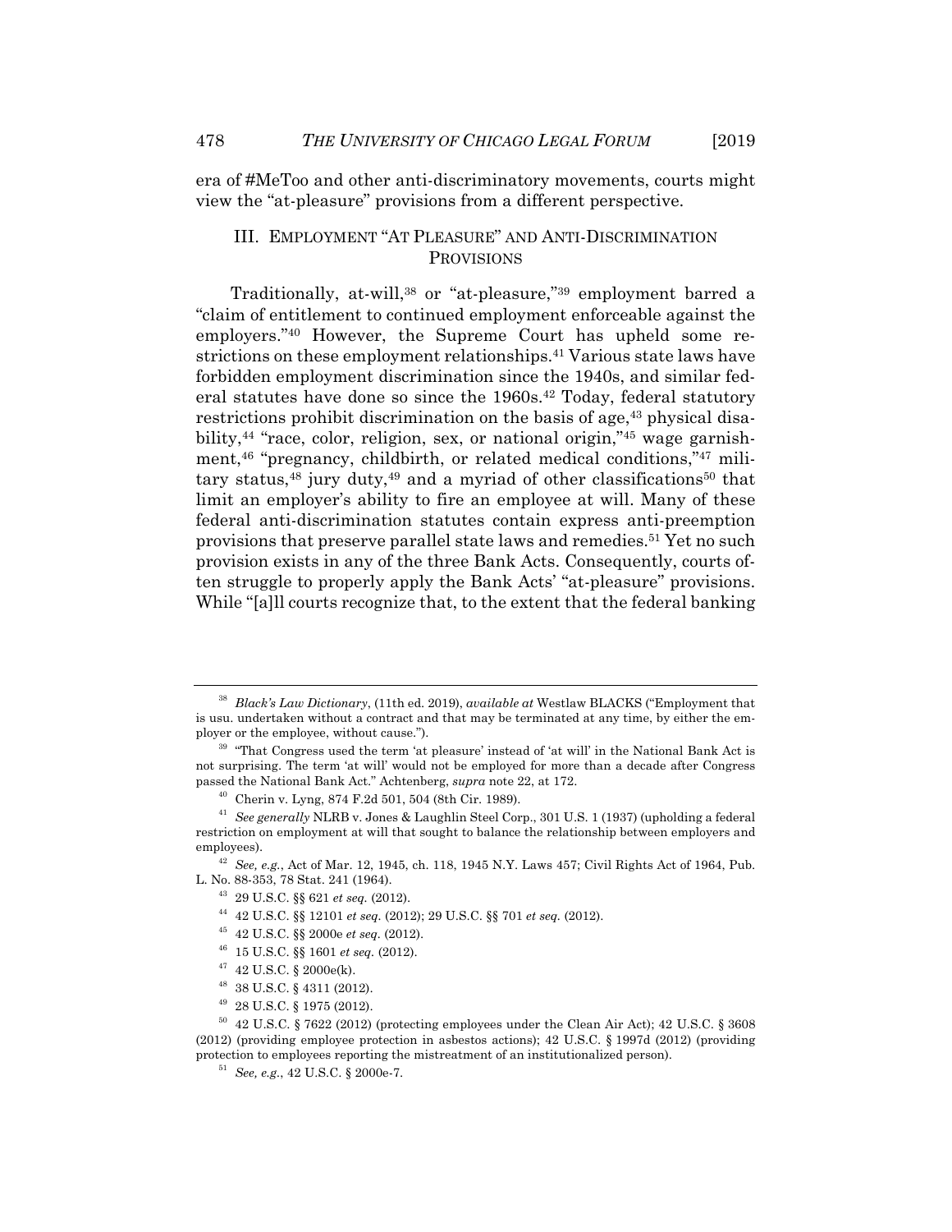era of #MeToo and other anti-discriminatory movements, courts might view the "at-pleasure" provisions from a different perspective.

## III. EMPLOYMENT "AT PLEASURE" AND ANTI-DISCRIMINATION PROVISIONS

Traditionally, at-will,[38] or "at-pleasure,"[39] employment barred a "claim of entitlement to continued employment enforceable against the employers."[40] However, the Supreme Court has upheld some restrictions on these employment relationships.[41] Various state laws have forbidden employment discrimination since the 1940s, and similar federal statutes have done so since the 1960s.[42] Today, federal statutory restrictions prohibit discrimination on the basis of age,[43] physical disability,[44] "race, color, religion, sex, or national origin,"[45] wage garnishment,[46] "pregnancy, childbirth, or related medical conditions,"[47] military status,[48] jury duty,[49] and a myriad of other classifications[50] that limit an employer's ability to fire an employee at will. Many of these federal anti-discrimination statutes contain express anti-preemption provisions that preserve parallel state laws and remedies.[51] Yet no such provision exists in any of the three Bank Acts. Consequently, courts often struggle to properly apply the Bank Acts' "at-pleasure" provisions. While "[a]ll courts recognize that, to the extent that the federal banking

---

[38] *Black's Law Dictionary*, (11th ed. 2019), *available at* Westlaw BLACKS ("Employment that is usu. undertaken without a contract and that may be terminated at any time, by either the employer or the employee, without cause.").

[39] "That Congress used the term 'at pleasure' instead of 'at will' in the National Bank Act is not surprising. The term 'at will' would not be employed for more than a decade after Congress passed the National Bank Act." Achtenberg, *supra* note 22, at 172.

[40] Cherin v. Lyng, 874 F.2d 501, 504 (8th Cir. 1989).

[41] *See generally* NLRB v. Jones & Laughlin Steel Corp., 301 U.S. 1 (1937) (upholding a federal restriction on employment at will that sought to balance the relationship between employers and employees).

[42] *See, e.g.*, Act of Mar. 12, 1945, ch. 118, 1945 N.Y. Laws 457; Civil Rights Act of 1964, Pub. L. No. 88-353, 78 Stat. 241 (1964).

[43] 29 U.S.C. §§ 621 *et seq.* (2012).

[44] 42 U.S.C. §§ 12101 *et seq.* (2012); 29 U.S.C. §§ 701 *et seq.* (2012).

[45] 42 U.S.C. §§ 2000e *et seq.* (2012).

[46] 15 U.S.C. §§ 1601 *et seq.* (2012).

[47] 42 U.S.C. § 2000e(k).

[48] 38 U.S.C. § 4311 (2012).

[49] 28 U.S.C. § 1975 (2012).

[50] 42 U.S.C. § 7622 (2012) (protecting employees under the Clean Air Act); 42 U.S.C. § 3608 (2012) (providing employee protection in asbestos actions); 42 U.S.C. § 1997d (2012) (providing protection to employees reporting the mistreatment of an institutionalized person).

[51] *See, e.g.*, 42 U.S.C. § 2000e-7.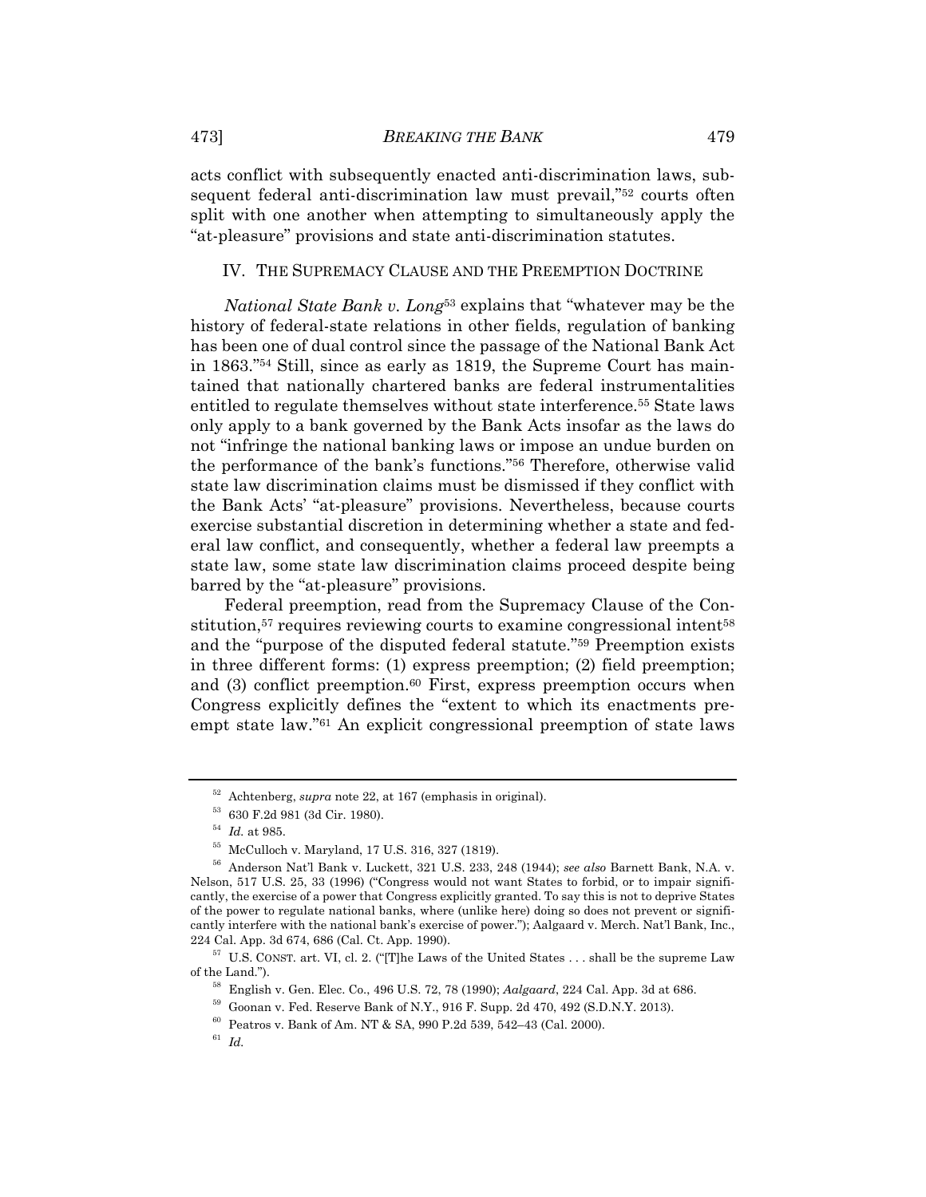acts conflict with subsequently enacted anti-discrimination laws, subsequent federal anti-discrimination law must prevail,"[52] courts often split with one another when attempting to simultaneously apply the "at-pleasure" provisions and state anti-discrimination statutes.

## IV. THE SUPREMACY CLAUSE AND THE PREEMPTION DOCTRINE

*National State Bank v. Long*[53] explains that "whatever may be the history of federal-state relations in other fields, regulation of banking has been one of dual control since the passage of the National Bank Act in 1863."[54] Still, since as early as 1819, the Supreme Court has maintained that nationally chartered banks are federal instrumentalities entitled to regulate themselves without state interference.[55] State laws only apply to a bank governed by the Bank Acts insofar as the laws do not "infringe the national banking laws or impose an undue burden on the performance of the bank's functions."[56] Therefore, otherwise valid state law discrimination claims must be dismissed if they conflict with the Bank Acts' "at-pleasure" provisions. Nevertheless, because courts exercise substantial discretion in determining whether a state and federal law conflict, and consequently, whether a federal law preempts a state law, some state law discrimination claims proceed despite being barred by the "at-pleasure" provisions.

Federal preemption, read from the Supremacy Clause of the Constitution,[57] requires reviewing courts to examine congressional intent[58] and the "purpose of the disputed federal statute."[59] Preemption exists in three different forms: (1) express preemption; (2) field preemption; and (3) conflict preemption.[60] First, express preemption occurs when Congress explicitly defines the "extent to which its enactments preempt state law."[61] An explicit congressional preemption of state laws

---

[52] Achtenberg, *supra* note 22, at 167 (emphasis in original).

[53] 630 F.2d 981 (3d Cir. 1980).

[54] *Id.* at 985.

[55] McCulloch v. Maryland, 17 U.S. 316, 327 (1819).

[56] Anderson Nat'l Bank v. Luckett, 321 U.S. 233, 248 (1944); *see also* Barnett Bank, N.A. v. Nelson, 517 U.S. 25, 33 (1996) ("Congress would not want States to forbid, or to impair significantly, the exercise of a power that Congress explicitly granted. To say this is not to deprive States of the power to regulate national banks, where (unlike here) doing so does not prevent or significantly interfere with the national bank's exercise of power."); Aalgaard v. Merch. Nat'l Bank, Inc., 224 Cal. App. 3d 674, 686 (Cal. Ct. App. 1990).

[57] U.S. CONST. art. VI, cl. 2. ("[T]he Laws of the United States . . . shall be the supreme Law of the Land.").

[58] English v. Gen. Elec. Co., 496 U.S. 72, 78 (1990); *Aalgaard*, 224 Cal. App. 3d at 686.

[59] Goonan v. Fed. Reserve Bank of N.Y., 916 F. Supp. 2d 470, 492 (S.D.N.Y. 2013).

[60] Peatros v. Bank of Am. NT & SA, 990 P.2d 539, 542–43 (Cal. 2000).

[61] *Id.*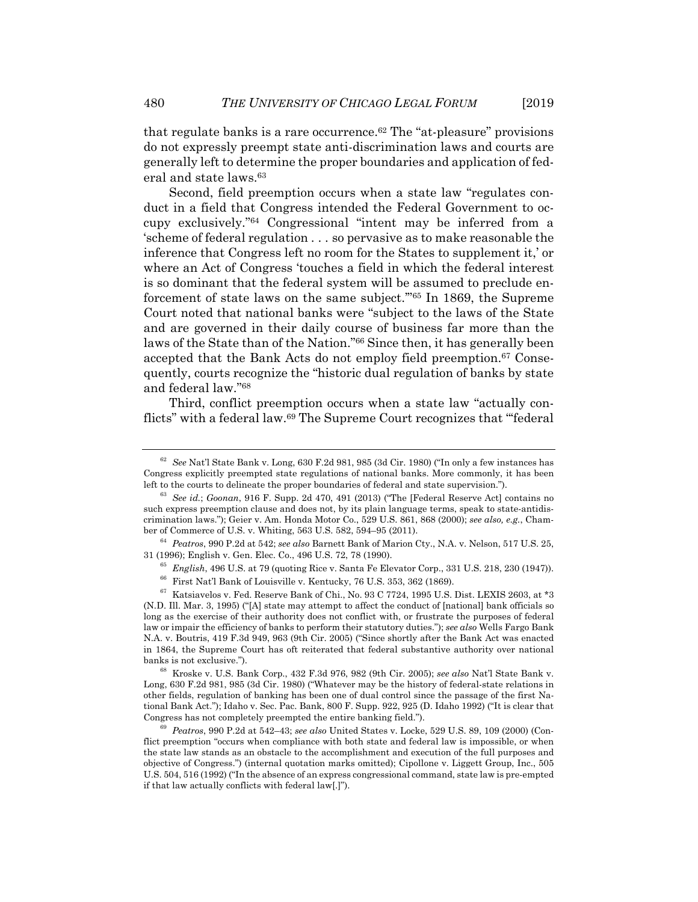that regulate banks is a rare occurrence.[62] The "at-pleasure" provisions do not expressly preempt state anti-discrimination laws and courts are generally left to determine the proper boundaries and application of federal and state laws.[63]

Second, field preemption occurs when a state law "regulates conduct in a field that Congress intended the Federal Government to occupy exclusively."[64] Congressional "intent may be inferred from a 'scheme of federal regulation . . . so pervasive as to make reasonable the inference that Congress left no room for the States to supplement it,' or where an Act of Congress 'touches a field in which the federal interest is so dominant that the federal system will be assumed to preclude enforcement of state laws on the same subject.'"[65] In 1869, the Supreme Court noted that national banks were "subject to the laws of the State and are governed in their daily course of business far more than the laws of the State than of the Nation."[66] Since then, it has generally been accepted that the Bank Acts do not employ field preemption.[67] Consequently, courts recognize the "historic dual regulation of banks by state and federal law."[68]

Third, conflict preemption occurs when a state law "actually conflicts" with a federal law.[69] The Supreme Court recognizes that "'federal

---

[62] *See* Nat'l State Bank v. Long, 630 F.2d 981, 985 (3d Cir. 1980) ("In only a few instances has Congress explicitly preempted state regulations of national banks. More commonly, it has been left to the courts to delineate the proper boundaries of federal and state supervision.").

[63] *See id.*; *Goonan*, 916 F. Supp. 2d 470, 491 (2013) ("The [Federal Reserve Act] contains no such express preemption clause and does not, by its plain language terms, speak to state-antidiscrimination laws."); Geier v. Am. Honda Motor Co., 529 U.S. 861, 868 (2000); *see also, e.g.*, Chamber of Commerce of U.S. v. Whiting, 563 U.S. 582, 594–95 (2011).

[64] *Peatros*, 990 P.2d at 542; *see also* Barnett Bank of Marion Cty., N.A. v. Nelson, 517 U.S. 25, 31 (1996); English v. Gen. Elec. Co., 496 U.S. 72, 78 (1990).

[65] *English*, 496 U.S. at 79 (quoting Rice v. Santa Fe Elevator Corp., 331 U.S. 218, 230 (1947)).

[66] First Nat'l Bank of Louisville v. Kentucky, 76 U.S. 353, 362 (1869).

[67] Katsiavelos v. Fed. Reserve Bank of Chi., No. 93 C 7724, 1995 U.S. Dist. LEXIS 2603, at *3 (N.D. Ill. Mar. 3, 1995) ("[A] state may attempt to affect the conduct of [national] bank officials so long as the exercise of their authority does not conflict with, or frustrate the purposes of federal law or impair the efficiency of banks to perform their statutory duties."); *see also* Wells Fargo Bank N.A. v. Boutris, 419 F.3d 949, 963 (9th Cir. 2005) ("Since shortly after the Bank Act was enacted in 1864, the Supreme Court has oft reiterated that federal substantive authority over national banks is not exclusive.").

[68] Kroske v. U.S. Bank Corp., 432 F.3d 976, 982 (9th Cir. 2005); *see also* Nat'l State Bank v. Long, 630 F.2d 981, 985 (3d Cir. 1980) ("Whatever may be the history of federal-state relations in other fields, regulation of banking has been one of dual control since the passage of the first National Bank Act."); Idaho v. Sec. Pac. Bank, 800 F. Supp. 922, 925 (D. Idaho 1992) ("It is clear that Congress has not completely preempted the entire banking field.").

[69] *Peatros*, 990 P.2d at 542–43; *see also* United States v. Locke, 529 U.S. 89, 109 (2000) (Conflict preemption "occurs when compliance with both state and federal law is impossible, or when the state law stands as an obstacle to the accomplishment and execution of the full purposes and objective of Congress.") (internal quotation marks omitted); Cipollone v. Liggett Group, Inc., 505 U.S. 504, 516 (1992) ("In the absence of an express congressional command, state law is pre-empted if that law actually conflicts with federal law[.]").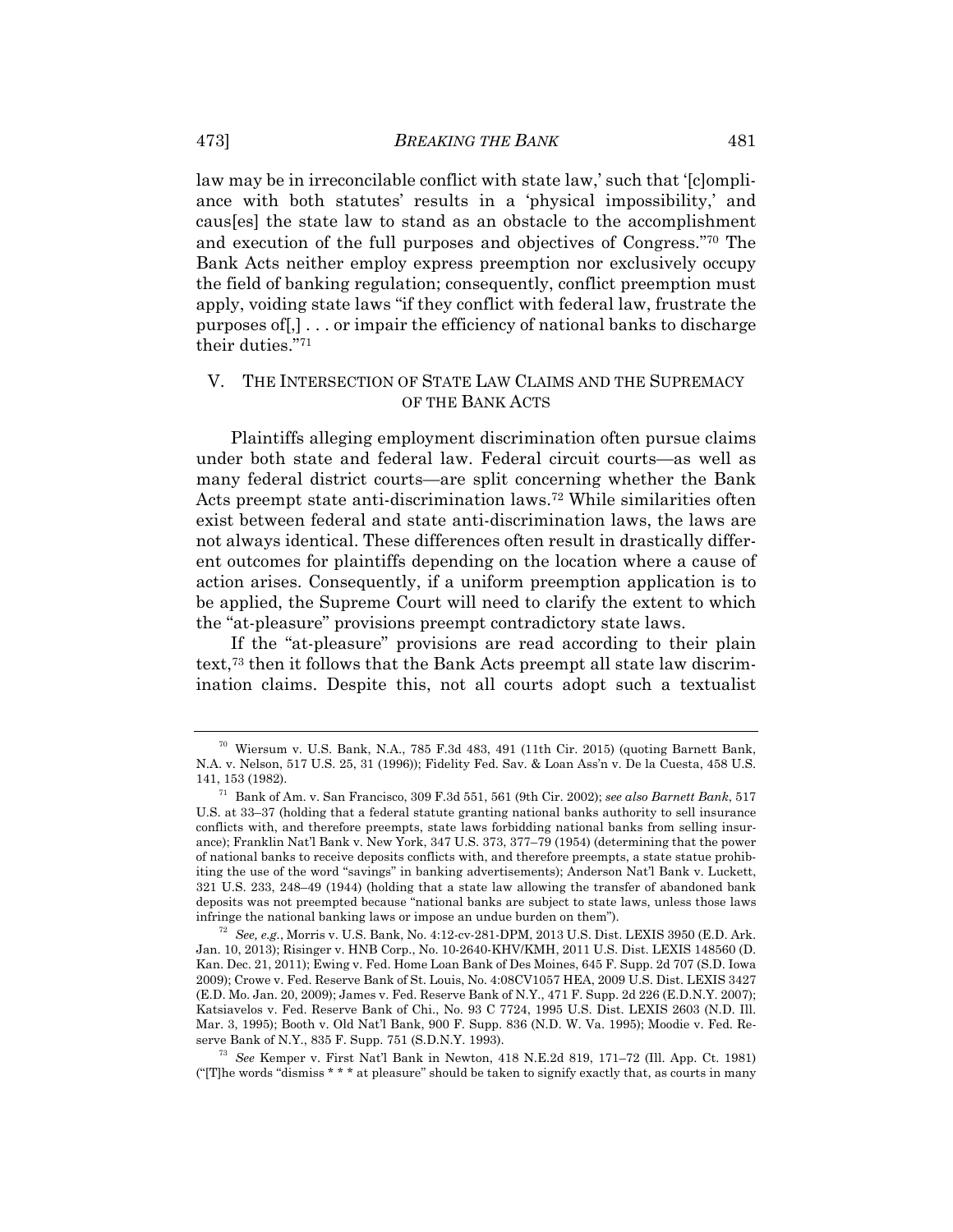law may be in irreconcilable conflict with state law,' such that '[c]ompliance with both statutes' results in a 'physical impossibility,' and caus[es] the state law to stand as an obstacle to the accomplishment and execution of the full purposes and objectives of Congress."[70] The Bank Acts neither employ express preemption nor exclusively occupy the field of banking regulation; consequently, conflict preemption must apply, voiding state laws "if they conflict with federal law, frustrate the purposes of[,] . . . or impair the efficiency of national banks to discharge their duties."[71]

## V. THE INTERSECTION OF STATE LAW CLAIMS AND THE SUPREMACY OF THE BANK ACTS

Plaintiffs alleging employment discrimination often pursue claims under both state and federal law. Federal circuit courts—as well as many federal district courts—are split concerning whether the Bank Acts preempt state anti-discrimination laws.[72] While similarities often exist between federal and state anti-discrimination laws, the laws are not always identical. These differences often result in drastically different outcomes for plaintiffs depending on the location where a cause of action arises. Consequently, if a uniform preemption application is to be applied, the Supreme Court will need to clarify the extent to which the "at-pleasure" provisions preempt contradictory state laws.

If the "at-pleasure" provisions are read according to their plain text,[73] then it follows that the Bank Acts preempt all state law discrimination claims. Despite this, not all courts adopt such a textualist

---

[70] Wiersum v. U.S. Bank, N.A., 785 F.3d 483, 491 (11th Cir. 2015) (quoting Barnett Bank, N.A. v. Nelson, 517 U.S. 25, 31 (1996)); Fidelity Fed. Sav. & Loan Ass'n v. De la Cuesta, 458 U.S. 141, 153 (1982).

[71] Bank of Am. v. San Francisco, 309 F.3d 551, 561 (9th Cir. 2002); *see also Barnett Bank*, 517 U.S. at 33–37 (holding that a federal statute granting national banks authority to sell insurance conflicts with, and therefore preempts, state laws forbidding national banks from selling insurance); Franklin Nat'l Bank v. New York, 347 U.S. 373, 377–79 (1954) (determining that the power of national banks to receive deposits conflicts with, and therefore preempts, a state statue prohibiting the use of the word "savings" in banking advertisements); Anderson Nat'l Bank v. Luckett, 321 U.S. 233, 248–49 (1944) (holding that a state law allowing the transfer of abandoned bank deposits was not preempted because "national banks are subject to state laws, unless those laws infringe the national banking laws or impose an undue burden on them").

[72] *See, e.g.*, Morris v. U.S. Bank, No. 4:12-cv-281-DPM, 2013 U.S. Dist. LEXIS 3950 (E.D. Ark. Jan. 10, 2013); Risinger v. HNB Corp., No. 10-2640-KHV/KMH, 2011 U.S. Dist. LEXIS 148560 (D. Kan. Dec. 21, 2011); Ewing v. Fed. Home Loan Bank of Des Moines, 645 F. Supp. 2d 707 (S.D. Iowa 2009); Crowe v. Fed. Reserve Bank of St. Louis, No. 4:08CV1057 HEA, 2009 U.S. Dist. LEXIS 3427 (E.D. Mo. Jan. 20, 2009); James v. Fed. Reserve Bank of N.Y., 471 F. Supp. 2d 226 (E.D.N.Y. 2007); Katsiavelos v. Fed. Reserve Bank of Chi., No. 93 C 7724, 1995 U.S. Dist. LEXIS 2603 (N.D. Ill. Mar. 3, 1995); Booth v. Old Nat'l Bank, 900 F. Supp. 836 (N.D. W. Va. 1995); Moodie v. Fed. Reserve Bank of N.Y., 835 F. Supp. 751 (S.D.N.Y. 1993).

[73] *See* Kemper v. First Nat'l Bank in Newton, 418 N.E.2d 819, 171–72 (Ill. App. Ct. 1981) ("[T]he words "dismiss * * * at pleasure" should be taken to signify exactly that, as courts in many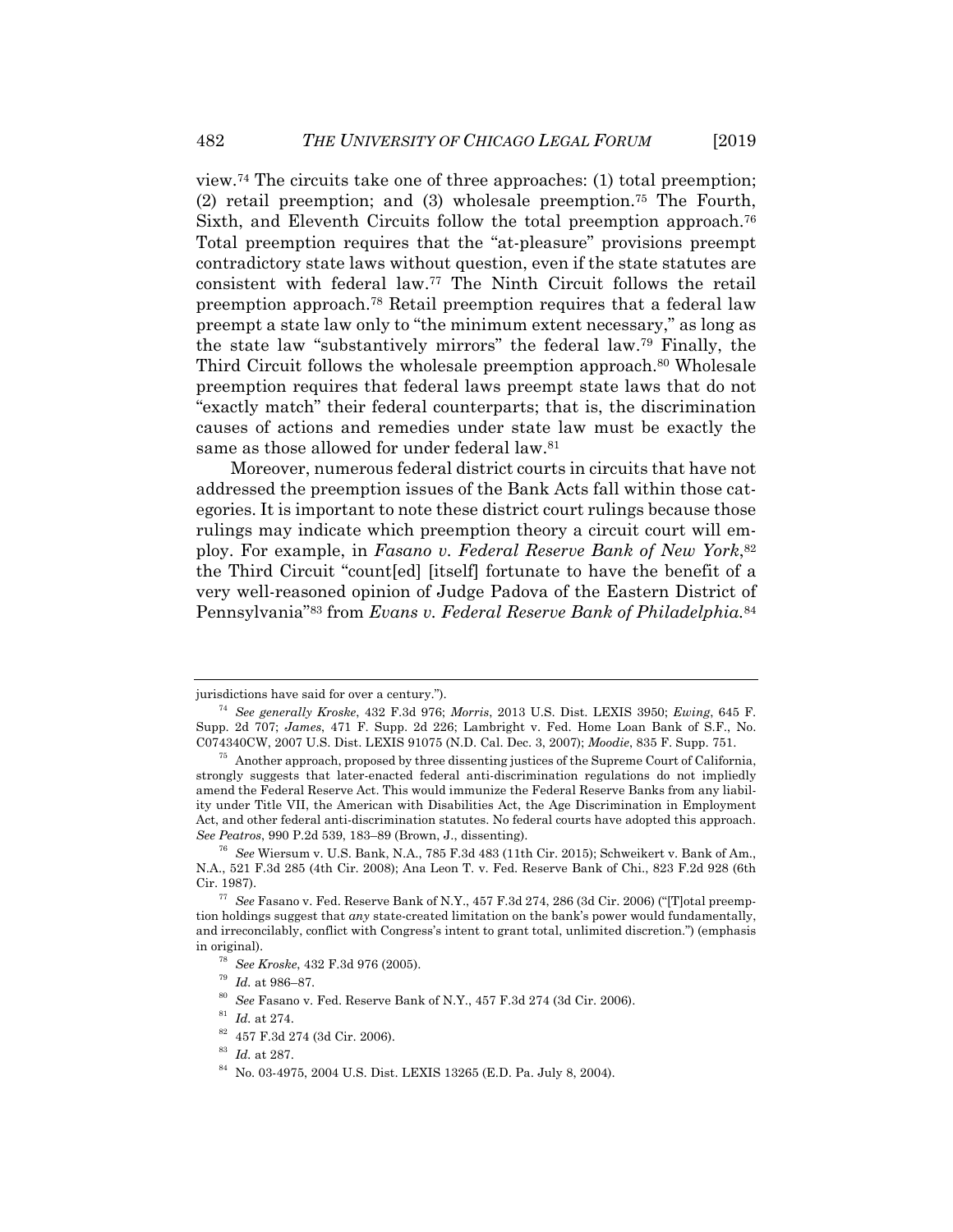view.[74] The circuits take one of three approaches: (1) total preemption; (2) retail preemption; and (3) wholesale preemption.[75] The Fourth, Sixth, and Eleventh Circuits follow the total preemption approach.[76] Total preemption requires that the "at-pleasure" provisions preempt contradictory state laws without question, even if the state statutes are consistent with federal law.[77] The Ninth Circuit follows the retail preemption approach.[78] Retail preemption requires that a federal law preempt a state law only to "the minimum extent necessary," as long as the state law "substantively mirrors" the federal law.[79] Finally, the Third Circuit follows the wholesale preemption approach.[80] Wholesale preemption requires that federal laws preempt state laws that do not "exactly match" their federal counterparts; that is, the discrimination causes of actions and remedies under state law must be exactly the same as those allowed for under federal law.[81]

Moreover, numerous federal district courts in circuits that have not addressed the preemption issues of the Bank Acts fall within those categories. It is important to note these district court rulings because those rulings may indicate which preemption theory a circuit court will employ. For example, in *Fasano v. Federal Reserve Bank of New York*,[82] the Third Circuit "count[ed] [itself] fortunate to have the benefit of a very well-reasoned opinion of Judge Padova of the Eastern District of Pennsylvania"[83] from *Evans v. Federal Reserve Bank of Philadelphia.*[84]

---

jurisdictions have said for over a century.").

[74] *See generally Kroske*, 432 F.3d 976; *Morris*, 2013 U.S. Dist. LEXIS 3950; *Ewing*, 645 F. Supp. 2d 707; *James*, 471 F. Supp. 2d 226; Lambright v. Fed. Home Loan Bank of S.F., No. C074340CW, 2007 U.S. Dist. LEXIS 91075 (N.D. Cal. Dec. 3, 2007); *Moodie*, 835 F. Supp. 751.

[75] Another approach, proposed by three dissenting justices of the Supreme Court of California, strongly suggests that later-enacted federal anti-discrimination regulations do not impliedly amend the Federal Reserve Act. This would immunize the Federal Reserve Banks from any liability under Title VII, the American with Disabilities Act, the Age Discrimination in Employment Act, and other federal anti-discrimination statutes. No federal courts have adopted this approach. *See Peatros*, 990 P.2d 539, 183–89 (Brown, J., dissenting).

[76] *See* Wiersum v. U.S. Bank, N.A., 785 F.3d 483 (11th Cir. 2015); Schweikert v. Bank of Am., N.A., 521 F.3d 285 (4th Cir. 2008); Ana Leon T. v. Fed. Reserve Bank of Chi., 823 F.2d 928 (6th Cir. 1987).

[77] *See* Fasano v. Fed. Reserve Bank of N.Y., 457 F.3d 274, 286 (3d Cir. 2006) ("[T]otal preemption holdings suggest that *any* state-created limitation on the bank's power would fundamentally, and irreconcilably, conflict with Congress's intent to grant total, unlimited discretion.") (emphasis in original).

[78] *See Kroske*, 432 F.3d 976 (2005).

[79] *Id.* at 986–87.

[80] *See* Fasano v. Fed. Reserve Bank of N.Y., 457 F.3d 274 (3d Cir. 2006).

[81] *Id.* at 274.

[82] 457 F.3d 274 (3d Cir. 2006).

[83] *Id.* at 287.

[84] No. 03-4975, 2004 U.S. Dist. LEXIS 13265 (E.D. Pa. July 8, 2004).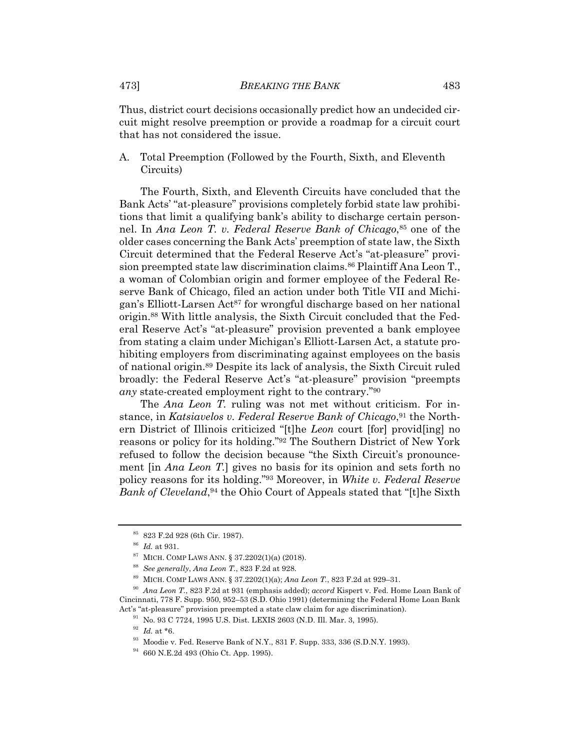Thus, district court decisions occasionally predict how an undecided circuit might resolve preemption or provide a roadmap for a circuit court that has not considered the issue.

## A. Total Preemption (Followed by the Fourth, Sixth, and Eleventh Circuits)

The Fourth, Sixth, and Eleventh Circuits have concluded that the Bank Acts' "at-pleasure" provisions completely forbid state law prohibitions that limit a qualifying bank's ability to discharge certain personnel. In *Ana Leon T. v. Federal Reserve Bank of Chicago*,[85] one of the older cases concerning the Bank Acts' preemption of state law, the Sixth Circuit determined that the Federal Reserve Act's "at-pleasure" provision preempted state law discrimination claims.[86] Plaintiff Ana Leon T., a woman of Colombian origin and former employee of the Federal Reserve Bank of Chicago, filed an action under both Title VII and Michigan's Elliott-Larsen Act[87] for wrongful discharge based on her national origin.[88] With little analysis, the Sixth Circuit concluded that the Federal Reserve Act's "at-pleasure" provision prevented a bank employee from stating a claim under Michigan's Elliott-Larsen Act, a statute prohibiting employers from discriminating against employees on the basis of national origin.[89] Despite its lack of analysis, the Sixth Circuit ruled broadly: the Federal Reserve Act's "at-pleasure" provision "preempts *any* state-created employment right to the contrary."[90]

The *Ana Leon T.* ruling was not met without criticism. For instance, in *Katsiavelos v. Federal Reserve Bank of Chicago*,[91] the Northern District of Illinois criticized "[t]he *Leon* court [for] provid[ing] no reasons or policy for its holding."[92] The Southern District of New York refused to follow the decision because "the Sixth Circuit's pronouncement [in *Ana Leon T.*] gives no basis for its opinion and sets forth no policy reasons for its holding."[93] Moreover, in *White v. Federal Reserve Bank of Cleveland*,[94] the Ohio Court of Appeals stated that "[t]he Sixth

---

[85] 823 F.2d 928 (6th Cir. 1987).

[86] *Id.* at 931.

[87] MICH. COMP LAWS ANN. § 37.2202(1)(a) (2018).

[88] *See generally*, *Ana Leon T.*, 823 F.2d at 928.

[89] MICH. COMP LAWS ANN. § 37.2202(1)(a); *Ana Leon T.*, 823 F.2d at 929–31.

[90] *Ana Leon T.*, 823 F.2d at 931 (emphasis added); *accord* Kispert v. Fed. Home Loan Bank of Cincinnati, 778 F. Supp. 950, 952–53 (S.D. Ohio 1991) (determining the Federal Home Loan Bank Act's "at-pleasure" provision preempted a state claw claim for age discrimination).

[91] No. 93 C 7724, 1995 U.S. Dist. LEXIS 2603 (N.D. Ill. Mar. 3, 1995).

[92] *Id.* at *6.

[93] Moodie v. Fed. Reserve Bank of N.Y., 831 F. Supp. 333, 336 (S.D.N.Y. 1993).

[94] 660 N.E.2d 493 (Ohio Ct. App. 1995).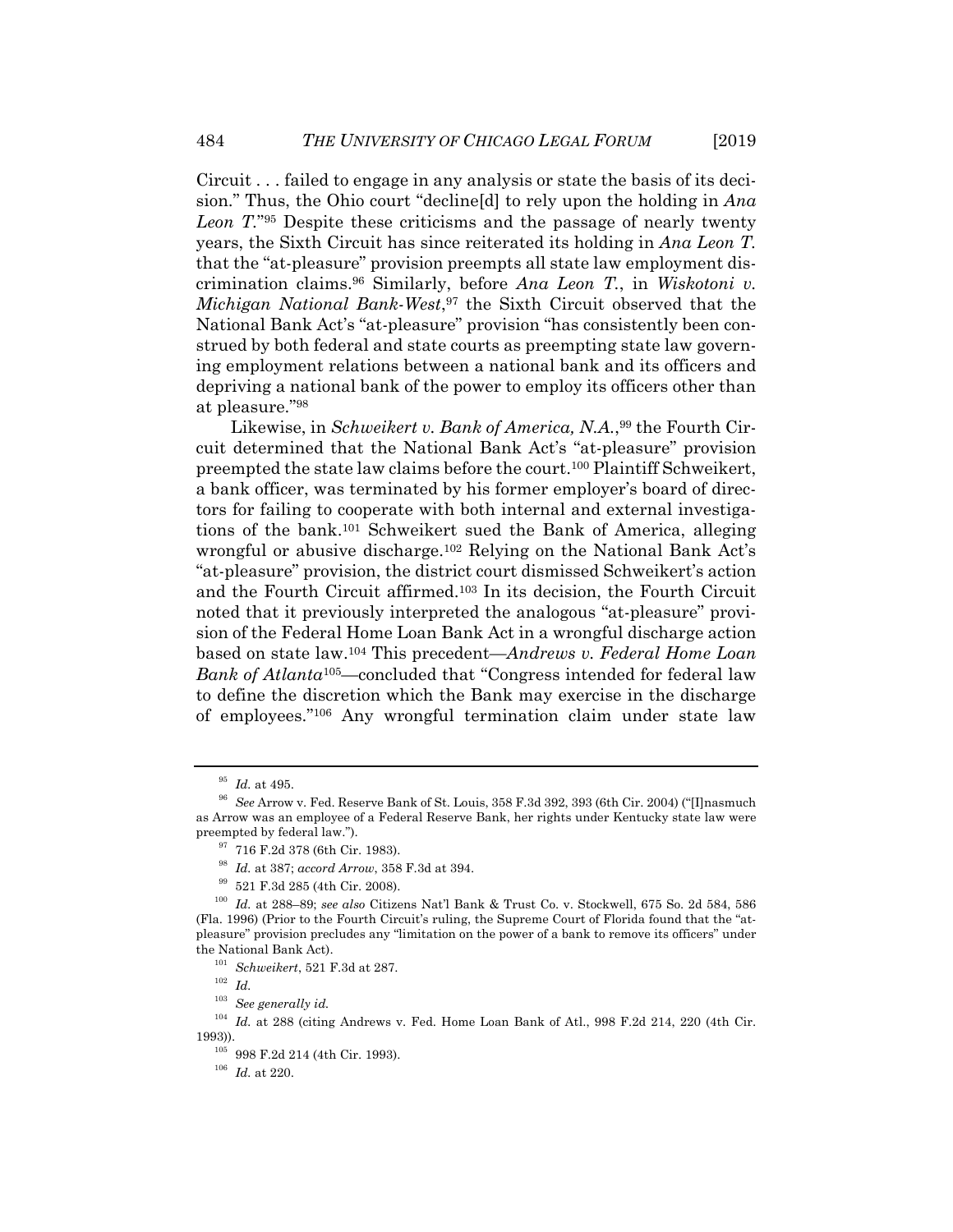Circuit . . . failed to engage in any analysis or state the basis of its decision." Thus, the Ohio court "decline[d] to rely upon the holding in *Ana Leon T.*"[95] Despite these criticisms and the passage of nearly twenty years, the Sixth Circuit has since reiterated its holding in *Ana Leon T.* that the "at-pleasure" provision preempts all state law employment discrimination claims.[96] Similarly, before *Ana Leon T.*, in *Wiskotoni v. Michigan National Bank-West*,[97] the Sixth Circuit observed that the National Bank Act's "at-pleasure" provision "has consistently been construed by both federal and state courts as preempting state law governing employment relations between a national bank and its officers and depriving a national bank of the power to employ its officers other than at pleasure."[98]

Likewise, in *Schweikert v. Bank of America, N.A.*,[99] the Fourth Circuit determined that the National Bank Act's "at-pleasure" provision preempted the state law claims before the court.[100] Plaintiff Schweikert, a bank officer, was terminated by his former employer's board of directors for failing to cooperate with both internal and external investigations of the bank.[101] Schweikert sued the Bank of America, alleging wrongful or abusive discharge.[102] Relying on the National Bank Act's "at-pleasure" provision, the district court dismissed Schweikert's action and the Fourth Circuit affirmed.[103] In its decision, the Fourth Circuit noted that it previously interpreted the analogous "at-pleasure" provision of the Federal Home Loan Bank Act in a wrongful discharge action based on state law.[104] This precedent—*Andrews v. Federal Home Loan Bank of Atlanta*[105]—concluded that "Congress intended for federal law to define the discretion which the Bank may exercise in the discharge of employees."[106] Any wrongful termination claim under state law

---

[95] *Id.* at 495.

[96] *See* Arrow v. Fed. Reserve Bank of St. Louis, 358 F.3d 392, 393 (6th Cir. 2004) ("[I]nasmuch as Arrow was an employee of a Federal Reserve Bank, her rights under Kentucky state law were preempted by federal law.").

[97] 716 F.2d 378 (6th Cir. 1983).

[98] *Id.* at 387; *accord Arrow*, 358 F.3d at 394.

[99] 521 F.3d 285 (4th Cir. 2008).

[100] *Id.* at 288–89; *see also* Citizens Nat'l Bank & Trust Co. v. Stockwell, 675 So. 2d 584, 586 (Fla. 1996) (Prior to the Fourth Circuit's ruling, the Supreme Court of Florida found that the "at-pleasure" provision precludes any "limitation on the power of a bank to remove its officers" under the National Bank Act).

[101] *Schweikert*, 521 F.3d at 287.

[102] *Id.*

[103] *See generally id.*

[104] *Id.* at 288 (citing Andrews v. Fed. Home Loan Bank of Atl., 998 F.2d 214, 220 (4th Cir. 1993)).

[105] 998 F.2d 214 (4th Cir. 1993).

[106] *Id.* at 220.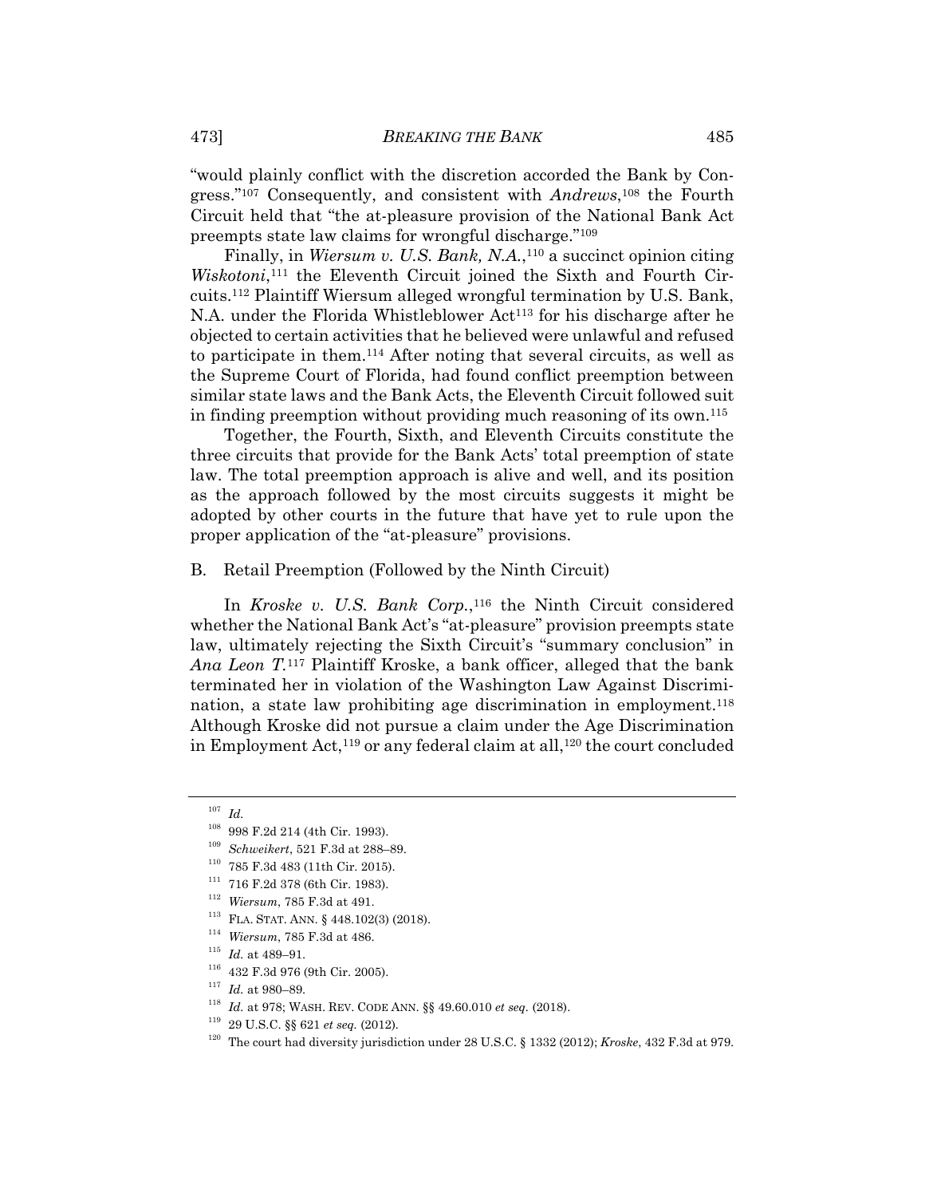"would plainly conflict with the discretion accorded the Bank by Congress."[107] Consequently, and consistent with *Andrews*,[108] the Fourth Circuit held that "the at-pleasure provision of the National Bank Act preempts state law claims for wrongful discharge."[109]

Finally, in *Wiersum v. U.S. Bank, N.A.*,[110] a succinct opinion citing *Wiskotoni*,[111] the Eleventh Circuit joined the Sixth and Fourth Circuits.[112] Plaintiff Wiersum alleged wrongful termination by U.S. Bank, N.A. under the Florida Whistleblower Act[113] for his discharge after he objected to certain activities that he believed were unlawful and refused to participate in them.[114] After noting that several circuits, as well as the Supreme Court of Florida, had found conflict preemption between similar state laws and the Bank Acts, the Eleventh Circuit followed suit in finding preemption without providing much reasoning of its own.[115]

Together, the Fourth, Sixth, and Eleventh Circuits constitute the three circuits that provide for the Bank Acts' total preemption of state law. The total preemption approach is alive and well, and its position as the approach followed by the most circuits suggests it might be adopted by other courts in the future that have yet to rule upon the proper application of the "at-pleasure" provisions.

B. Retail Preemption (Followed by the Ninth Circuit)

In *Kroske v. U.S. Bank Corp.*,[116] the Ninth Circuit considered whether the National Bank Act's "at-pleasure" provision preempts state law, ultimately rejecting the Sixth Circuit's "summary conclusion" in *Ana Leon T.*[117] Plaintiff Kroske, a bank officer, alleged that the bank terminated her in violation of the Washington Law Against Discrimination, a state law prohibiting age discrimination in employment.[118] Although Kroske did not pursue a claim under the Age Discrimination in Employment Act,[119] or any federal claim at all,[120] the court concluded

---

[107] *Id.*

[108] 998 F.2d 214 (4th Cir. 1993).

[109] *Schweikert*, 521 F.3d at 288–89.

[110] 785 F.3d 483 (11th Cir. 2015).

[111] 716 F.2d 378 (6th Cir. 1983).

[112] *Wiersum*, 785 F.3d at 491.

[113] FLA. STAT. ANN. § 448.102(3) (2018).

[114] *Wiersum*, 785 F.3d at 486.

[115] *Id.* at 489–91.

[116] 432 F.3d 976 (9th Cir. 2005).

[117] *Id.* at 980–89.

[118] *Id.* at 978; WASH. REV. CODE ANN. §§ 49.60.010 *et seq.* (2018).

[119] 29 U.S.C. §§ 621 *et seq.* (2012).

[120] The court had diversity jurisdiction under 28 U.S.C. § 1332 (2012); *Kroske*, 432 F.3d at 979.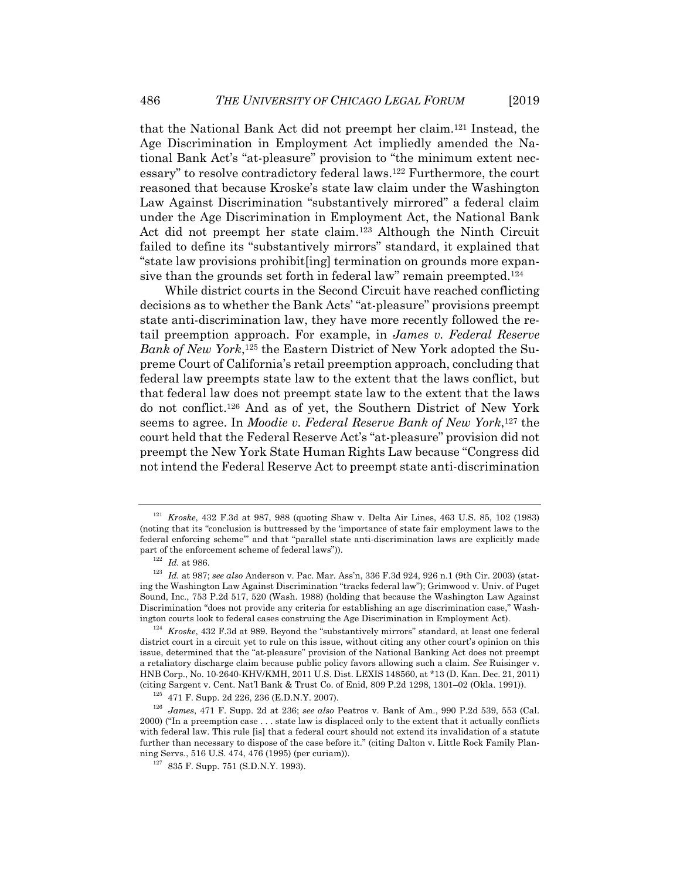that the National Bank Act did not preempt her claim.[121] Instead, the Age Discrimination in Employment Act impliedly amended the National Bank Act's "at-pleasure" provision to "the minimum extent necessary" to resolve contradictory federal laws.[122] Furthermore, the court reasoned that because Kroske's state law claim under the Washington Law Against Discrimination "substantively mirrored" a federal claim under the Age Discrimination in Employment Act, the National Bank Act did not preempt her state claim.[123] Although the Ninth Circuit failed to define its "substantively mirrors" standard, it explained that "state law provisions prohibit[ing] termination on grounds more expansive than the grounds set forth in federal law" remain preempted.[124]

While district courts in the Second Circuit have reached conflicting decisions as to whether the Bank Acts' "at-pleasure" provisions preempt state anti-discrimination law, they have more recently followed the retail preemption approach. For example, in *James v. Federal Reserve Bank of New York*,[125] the Eastern District of New York adopted the Supreme Court of California's retail preemption approach, concluding that federal law preempts state law to the extent that the laws conflict, but that federal law does not preempt state law to the extent that the laws do not conflict.[126] And as of yet, the Southern District of New York seems to agree. In *Moodie v. Federal Reserve Bank of New York*,[127] the court held that the Federal Reserve Act's "at-pleasure" provision did not preempt the New York State Human Rights Law because "Congress did not intend the Federal Reserve Act to preempt state anti-discrimination

---

[121] *Kroske*, 432 F.3d at 987, 988 (quoting Shaw v. Delta Air Lines, 463 U.S. 85, 102 (1983) (noting that its "conclusion is buttressed by the 'importance of state fair employment laws to the federal enforcing scheme'" and that "parallel state anti-discrimination laws are explicitly made part of the enforcement scheme of federal laws")).

[122] *Id.* at 986.

[123] *Id.* at 987; *see also* Anderson v. Pac. Mar. Ass'n, 336 F.3d 924, 926 n.1 (9th Cir. 2003) (stating the Washington Law Against Discrimination "tracks federal law"); Grimwood v. Univ. of Puget Sound, Inc., 753 P.2d 517, 520 (Wash. 1988) (holding that because the Washington Law Against Discrimination "does not provide any criteria for establishing an age discrimination case," Washington courts look to federal cases construing the Age Discrimination in Employment Act).

[124] *Kroske*, 432 F.3d at 989. Beyond the "substantively mirrors" standard, at least one federal district court in a circuit yet to rule on this issue, without citing any other court's opinion on this issue, determined that the "at-pleasure" provision of the National Banking Act does not preempt a retaliatory discharge claim because public policy favors allowing such a claim. *See* Ruisinger v. HNB Corp., No. 10-2640-KHV/KMH, 2011 U.S. Dist. LEXIS 148560, at *13 (D. Kan. Dec. 21, 2011) (citing Sargent v. Cent. Nat'l Bank & Trust Co. of Enid, 809 P.2d 1298, 1301–02 (Okla. 1991)).

[125] 471 F. Supp. 2d 226, 236 (E.D.N.Y. 2007).

[126] *James*, 471 F. Supp. 2d at 236; *see also* Peatros v. Bank of Am., 990 P.2d 539, 553 (Cal. 2000) ("In a preemption case . . . state law is displaced only to the extent that it actually conflicts with federal law. This rule [is] that a federal court should not extend its invalidation of a statute further than necessary to dispose of the case before it." (citing Dalton v. Little Rock Family Planning Servs., 516 U.S. 474, 476 (1995) (per curiam)).

[127] 835 F. Supp. 751 (S.D.N.Y. 1993).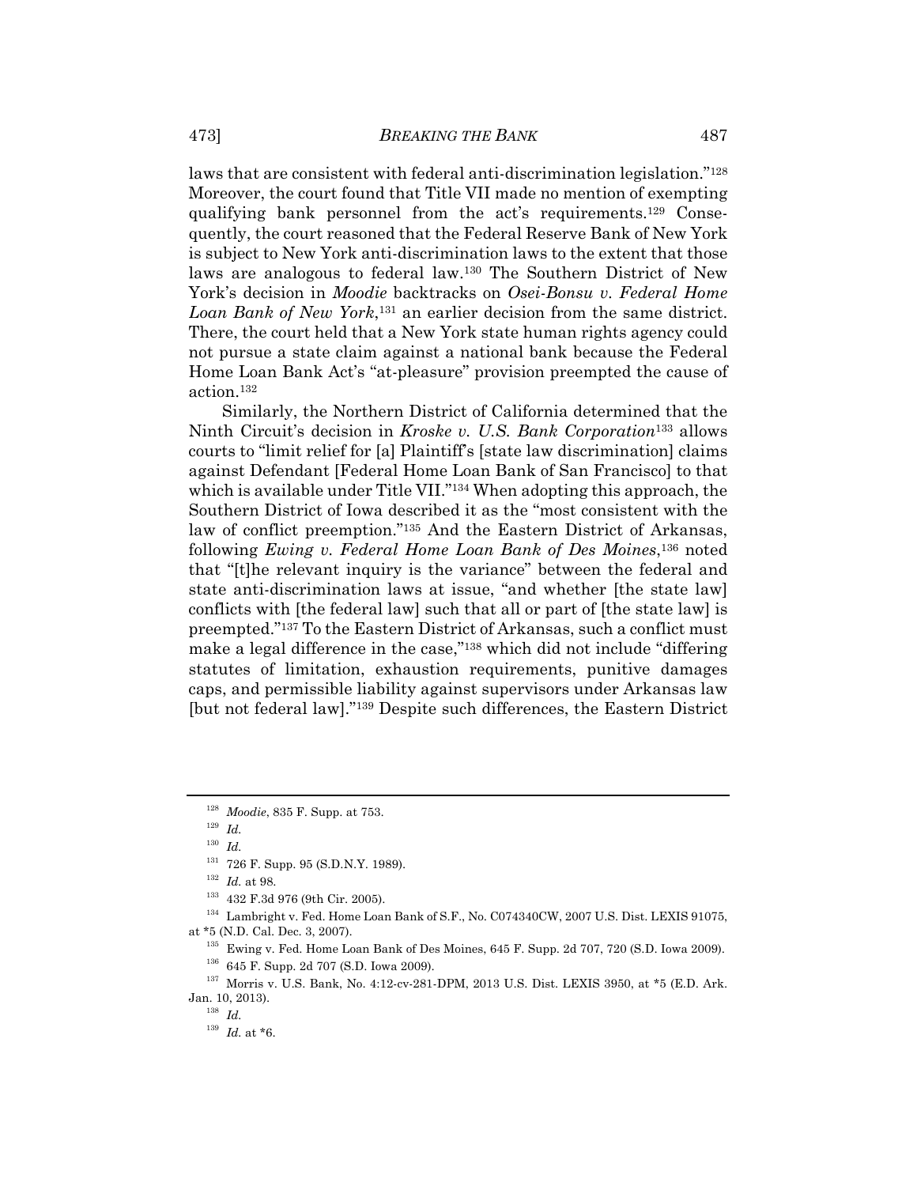laws that are consistent with federal anti-discrimination legislation."[128] Moreover, the court found that Title VII made no mention of exempting qualifying bank personnel from the act's requirements.[129] Consequently, the court reasoned that the Federal Reserve Bank of New York is subject to New York anti-discrimination laws to the extent that those laws are analogous to federal law.[130] The Southern District of New York's decision in *Moodie* backtracks on *Osei-Bonsu v. Federal Home Loan Bank of New York*,[131] an earlier decision from the same district. There, the court held that a New York state human rights agency could not pursue a state claim against a national bank because the Federal Home Loan Bank Act's "at-pleasure" provision preempted the cause of action.[132]

Similarly, the Northern District of California determined that the Ninth Circuit's decision in *Kroske v. U.S. Bank Corporation*[133] allows courts to "limit relief for [a] Plaintiff's [state law discrimination] claims against Defendant [Federal Home Loan Bank of San Francisco] to that which is available under Title VII."[134] When adopting this approach, the Southern District of Iowa described it as the "most consistent with the law of conflict preemption."[135] And the Eastern District of Arkansas, following *Ewing v. Federal Home Loan Bank of Des Moines*,[136] noted that "[t]he relevant inquiry is the variance" between the federal and state anti-discrimination laws at issue, "and whether [the state law] conflicts with [the federal law] such that all or part of [the state law] is preempted."[137] To the Eastern District of Arkansas, such a conflict must make a legal difference in the case,"[138] which did not include "differing statutes of limitation, exhaustion requirements, punitive damages caps, and permissible liability against supervisors under Arkansas law [but not federal law]."[139] Despite such differences, the Eastern District

---

[128] *Moodie*, 835 F. Supp. at 753.

[129] *Id.*

[130] *Id.*

[131] 726 F. Supp. 95 (S.D.N.Y. 1989).

[132] *Id.* at 98.

[133] 432 F.3d 976 (9th Cir. 2005).

[134] Lambright v. Fed. Home Loan Bank of S.F., No. C074340CW, 2007 U.S. Dist. LEXIS 91075, at *5 (N.D. Cal. Dec. 3, 2007).

[135] Ewing v. Fed. Home Loan Bank of Des Moines, 645 F. Supp. 2d 707, 720 (S.D. Iowa 2009).

[136] 645 F. Supp. 2d 707 (S.D. Iowa 2009).

[137] Morris v. U.S. Bank, No. 4:12-cv-281-DPM, 2013 U.S. Dist. LEXIS 3950, at *5 (E.D. Ark. Jan. 10, 2013).

[138] *Id.*

[139] *Id.* at *6.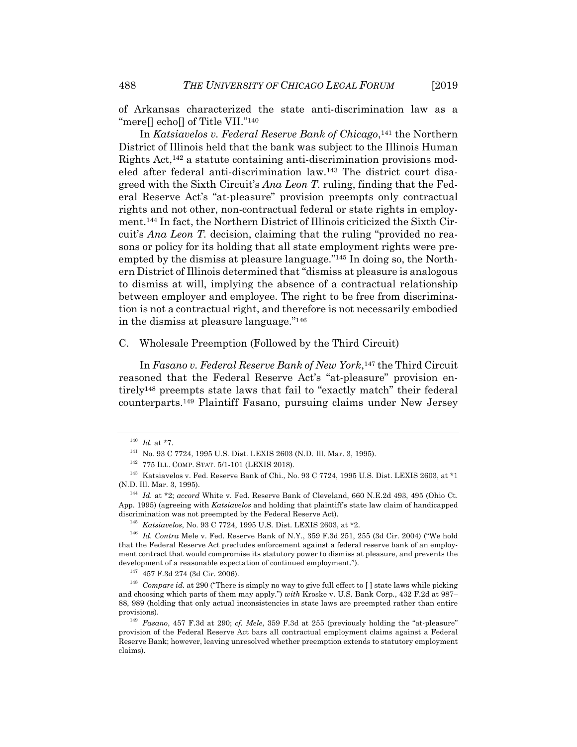of Arkansas characterized the state anti-discrimination law as a "mere[] echo[] of Title VII."[140]

In *Katsiavelos v. Federal Reserve Bank of Chicago*,[141] the Northern District of Illinois held that the bank was subject to the Illinois Human Rights Act,[142] a statute containing anti-discrimination provisions modeled after federal anti-discrimination law.[143] The district court disagreed with the Sixth Circuit's *Ana Leon T.* ruling, finding that the Federal Reserve Act's "at-pleasure" provision preempts only contractual rights and not other, non-contractual federal or state rights in employment.[144] In fact, the Northern District of Illinois criticized the Sixth Circuit's *Ana Leon T.* decision, claiming that the ruling "provided no reasons or policy for its holding that all state employment rights were preempted by the dismiss at pleasure language."[145] In doing so, the Northern District of Illinois determined that "dismiss at pleasure is analogous to dismiss at will, implying the absence of a contractual relationship between employer and employee. The right to be free from discrimination is not a contractual right, and therefore is not necessarily embodied in the dismiss at pleasure language."[146]

## C. Wholesale Preemption (Followed by the Third Circuit)

In *Fasano v. Federal Reserve Bank of New York*,[147] the Third Circuit reasoned that the Federal Reserve Act's "at-pleasure" provision entirely[148] preempts state laws that fail to "exactly match" their federal counterparts.[149] Plaintiff Fasano, pursuing claims under New Jersey

---

[140] *Id.* at *7.

[141] No. 93 C 7724, 1995 U.S. Dist. LEXIS 2603 (N.D. Ill. Mar. 3, 1995).

[142] 775 ILL. COMP. STAT. 5/1-101 (LEXIS 2018).

[143] Katsiavelos v. Fed. Reserve Bank of Chi., No. 93 C 7724, 1995 U.S. Dist. LEXIS 2603, at *1 (N.D. Ill. Mar. 3, 1995).

[144] *Id.* at *2; *accord* White v. Fed. Reserve Bank of Cleveland, 660 N.E.2d 493, 495 (Ohio Ct. App. 1995) (agreeing with *Katsiavelos* and holding that plaintiff's state law claim of handicapped discrimination was not preempted by the Federal Reserve Act).

[145] *Katsiavelos*, No. 93 C 7724, 1995 U.S. Dist. LEXIS 2603, at *2.

[146] *Id. Contra* Mele v. Fed. Reserve Bank of N.Y., 359 F.3d 251, 255 (3d Cir. 2004) ("We hold that the Federal Reserve Act precludes enforcement against a federal reserve bank of an employment contract that would compromise its statutory power to dismiss at pleasure, and prevents the development of a reasonable expectation of continued employment.").

[147] 457 F.3d 274 (3d Cir. 2006).

[148] *Compare id.* at 290 ("There is simply no way to give full effect to [ ] state laws while picking and choosing which parts of them may apply.") *with* Kroske v. U.S. Bank Corp., 432 F.2d at 987–88, 989 (holding that only actual inconsistencies in state laws are preempted rather than entire provisions).

[149] *Fasano*, 457 F.3d at 290; *cf. Mele*, 359 F.3d at 255 (previously holding the "at-pleasure" provision of the Federal Reserve Act bars all contractual employment claims against a Federal Reserve Bank; however, leaving unresolved whether preemption extends to statutory employment claims).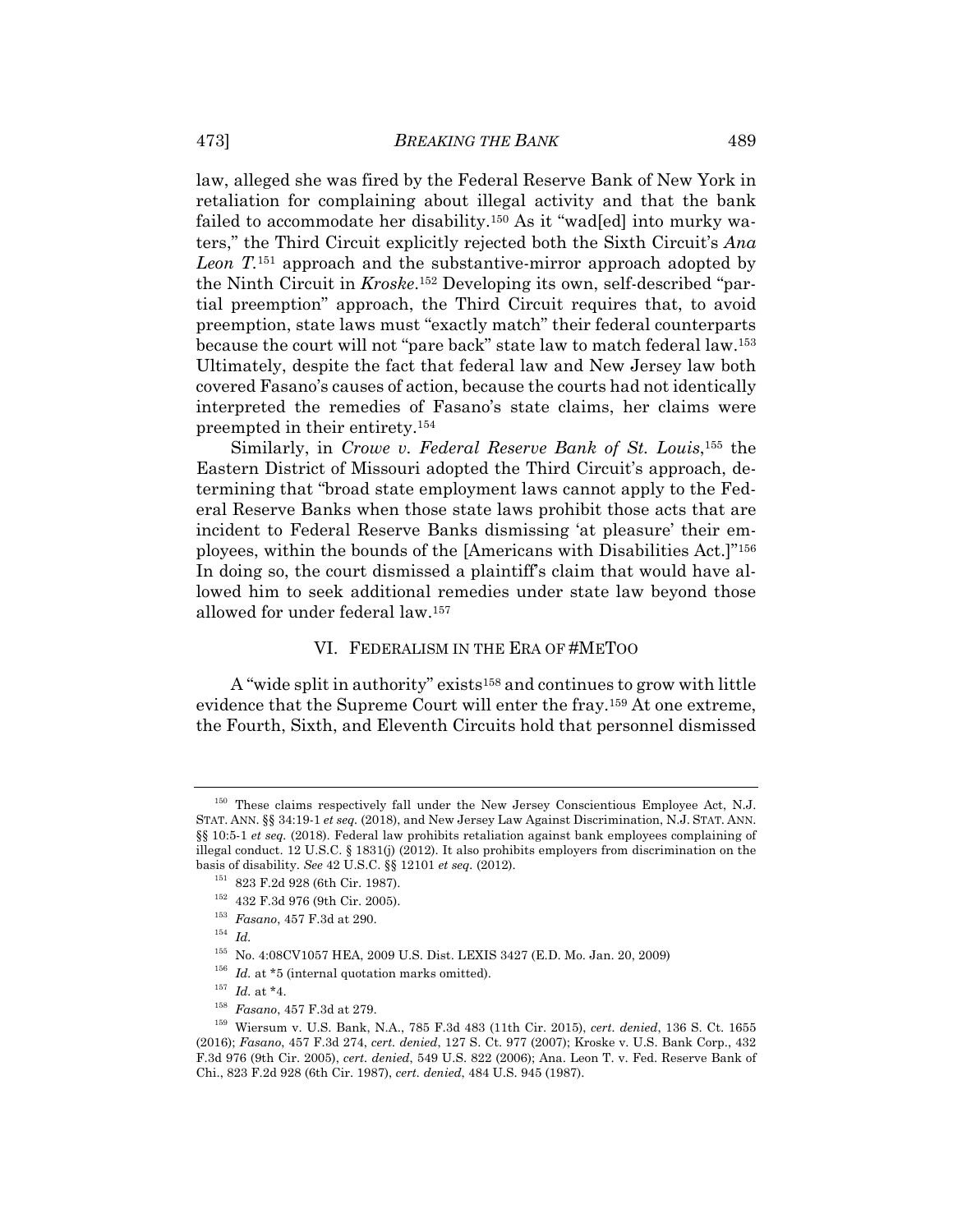law, alleged she was fired by the Federal Reserve Bank of New York in retaliation for complaining about illegal activity and that the bank failed to accommodate her disability.[150] As it "wad[ed] into murky waters," the Third Circuit explicitly rejected both the Sixth Circuit's *Ana Leon T.*[151] approach and the substantive-mirror approach adopted by the Ninth Circuit in *Kroske*.[152] Developing its own, self-described "partial preemption" approach, the Third Circuit requires that, to avoid preemption, state laws must "exactly match" their federal counterparts because the court will not "pare back" state law to match federal law.[153] Ultimately, despite the fact that federal law and New Jersey law both covered Fasano's causes of action, because the courts had not identically interpreted the remedies of Fasano's state claims, her claims were preempted in their entirety.[154]

Similarly, in *Crowe v. Federal Reserve Bank of St. Louis*,[155] the Eastern District of Missouri adopted the Third Circuit's approach, determining that "broad state employment laws cannot apply to the Federal Reserve Banks when those state laws prohibit those acts that are incident to Federal Reserve Banks dismissing 'at pleasure' their employees, within the bounds of the [Americans with Disabilities Act.]"[156] In doing so, the court dismissed a plaintiff's claim that would have allowed him to seek additional remedies under state law beyond those allowed for under federal law.[157]

## VI. FEDERALISM IN THE ERA OF #METOO

A "wide split in authority" exists[158] and continues to grow with little evidence that the Supreme Court will enter the fray.[159] At one extreme, the Fourth, Sixth, and Eleventh Circuits hold that personnel dismissed

---

[150] These claims respectively fall under the New Jersey Conscientious Employee Act, N.J. STAT. ANN. §§ 34:19-1 *et seq.* (2018), and New Jersey Law Against Discrimination, N.J. STAT. ANN. §§ 10:5-1 *et seq.* (2018). Federal law prohibits retaliation against bank employees complaining of illegal conduct. 12 U.S.C. § 1831(j) (2012). It also prohibits employers from discrimination on the basis of disability. *See* 42 U.S.C. §§ 12101 *et seq.* (2012).

[151] 823 F.2d 928 (6th Cir. 1987).

[152] 432 F.3d 976 (9th Cir. 2005).

[153] *Fasano*, 457 F.3d at 290.

[154] *Id.*

[155] No. 4:08CV1057 HEA, 2009 U.S. Dist. LEXIS 3427 (E.D. Mo. Jan. 20, 2009)

[156] *Id.* at *5 (internal quotation marks omitted).

[157] *Id.* at *4.

[158] *Fasano*, 457 F.3d at 279.

[159] Wiersum v. U.S. Bank, N.A., 785 F.3d 483 (11th Cir. 2015), *cert. denied*, 136 S. Ct. 1655 (2016); *Fasano*, 457 F.3d 274, *cert. denied*, 127 S. Ct. 977 (2007); Kroske v. U.S. Bank Corp., 432 F.3d 976 (9th Cir. 2005), *cert. denied*, 549 U.S. 822 (2006); Ana. Leon T. v. Fed. Reserve Bank of Chi., 823 F.2d 928 (6th Cir. 1987), *cert. denied*, 484 U.S. 945 (1987).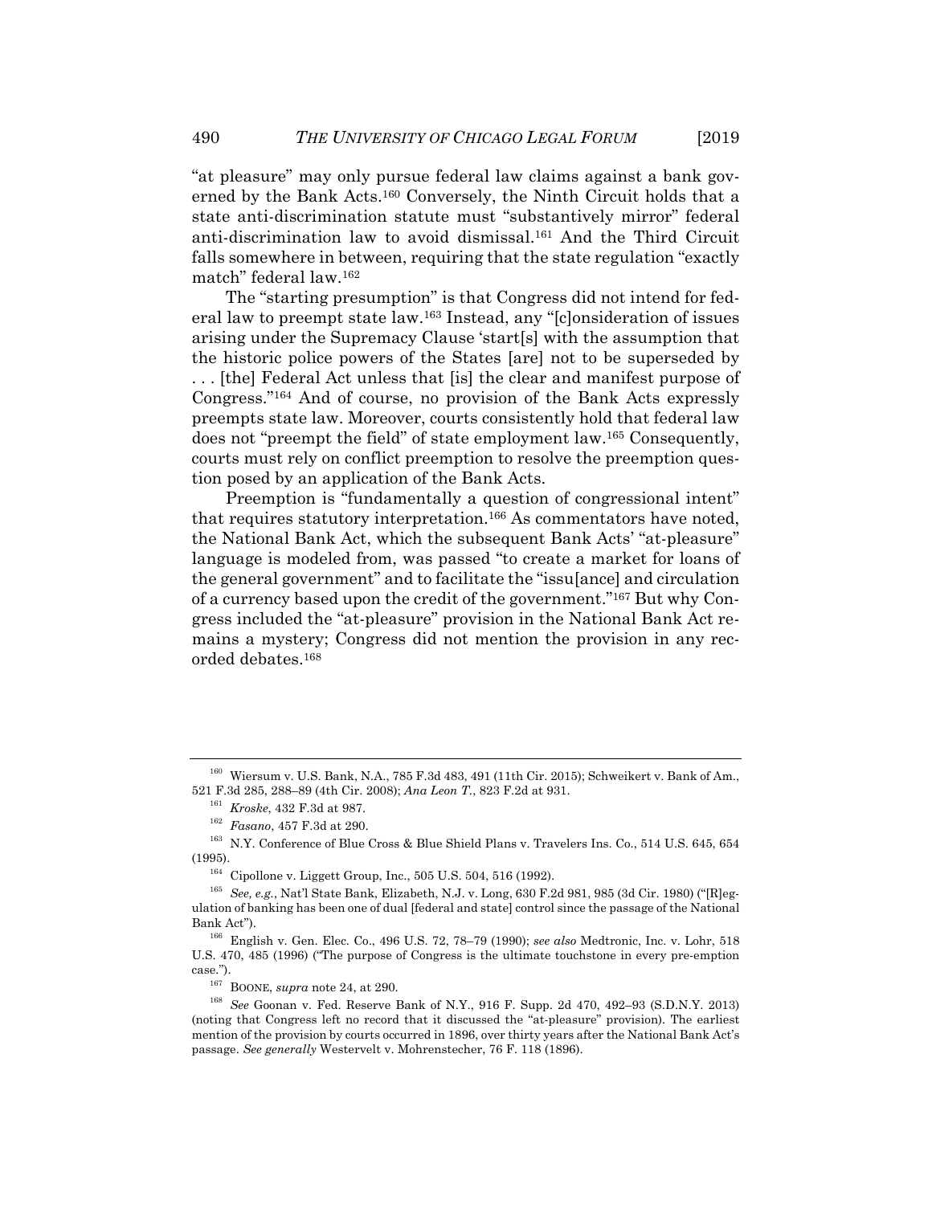"at pleasure" may only pursue federal law claims against a bank governed by the Bank Acts.[160] Conversely, the Ninth Circuit holds that a state anti-discrimination statute must "substantively mirror" federal anti-discrimination law to avoid dismissal.[161] And the Third Circuit falls somewhere in between, requiring that the state regulation "exactly match" federal law.[162]

The "starting presumption" is that Congress did not intend for federal law to preempt state law.[163] Instead, any "[c]onsideration of issues arising under the Supremacy Clause 'start[s] with the assumption that the historic police powers of the States [are] not to be superseded by . . . [the] Federal Act unless that [is] the clear and manifest purpose of Congress."[164] And of course, no provision of the Bank Acts expressly preempts state law. Moreover, courts consistently hold that federal law does not "preempt the field" of state employment law.[165] Consequently, courts must rely on conflict preemption to resolve the preemption question posed by an application of the Bank Acts.

Preemption is "fundamentally a question of congressional intent" that requires statutory interpretation.[166] As commentators have noted, the National Bank Act, which the subsequent Bank Acts' "at-pleasure" language is modeled from, was passed "to create a market for loans of the general government" and to facilitate the "issu[ance] and circulation of a currency based upon the credit of the government."[167] But why Congress included the "at-pleasure" provision in the National Bank Act remains a mystery; Congress did not mention the provision in any recorded debates.[168]

---

[160] Wiersum v. U.S. Bank, N.A., 785 F.3d 483, 491 (11th Cir. 2015); Schweikert v. Bank of Am., 521 F.3d 285, 288–89 (4th Cir. 2008); *Ana Leon T.*, 823 F.2d at 931.

[161] *Kroske*, 432 F.3d at 987.

[162] *Fasano*, 457 F.3d at 290.

[163] N.Y. Conference of Blue Cross & Blue Shield Plans v. Travelers Ins. Co., 514 U.S. 645, 654 (1995).

[164] Cipollone v. Liggett Group, Inc., 505 U.S. 504, 516 (1992).

[165] *See, e.g.*, Nat'l State Bank, Elizabeth, N.J. v. Long, 630 F.2d 981, 985 (3d Cir. 1980) ("[R]egulation of banking has been one of dual [federal and state] control since the passage of the National Bank Act").

[166] English v. Gen. Elec. Co., 496 U.S. 72, 78–79 (1990); *see also* Medtronic, Inc. v. Lohr, 518 U.S. 470, 485 (1996) ("The purpose of Congress is the ultimate touchstone in every pre-emption case.").

[167] BOONE, *supra* note 24, at 290.

[168] *See* Goonan v. Fed. Reserve Bank of N.Y., 916 F. Supp. 2d 470, 492–93 (S.D.N.Y. 2013) (noting that Congress left no record that it discussed the "at-pleasure" provision). The earliest mention of the provision by courts occurred in 1896, over thirty years after the National Bank Act's passage. *See generally* Westervelt v. Mohrenstecher, 76 F. 118 (1896).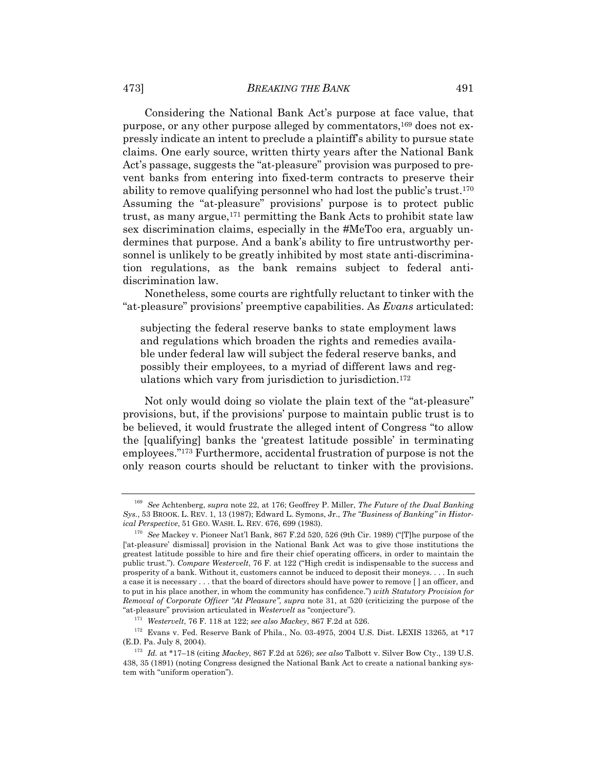Considering the National Bank Act's purpose at face value, that purpose, or any other purpose alleged by commentators,[169] does not expressly indicate an intent to preclude a plaintiff's ability to pursue state claims. One early source, written thirty years after the National Bank Act's passage, suggests the "at-pleasure" provision was purposed to prevent banks from entering into fixed-term contracts to preserve their ability to remove qualifying personnel who had lost the public's trust.[170] Assuming the "at-pleasure" provisions' purpose is to protect public trust, as many argue,[171] permitting the Bank Acts to prohibit state law sex discrimination claims, especially in the #MeToo era, arguably undermines that purpose. And a bank's ability to fire untrustworthy personnel is unlikely to be greatly inhibited by most state anti-discrimination regulations, as the bank remains subject to federal anti-discrimination law.

Nonetheless, some courts are rightfully reluctant to tinker with the "at-pleasure" provisions' preemptive capabilities. As *Evans* articulated:

> subjecting the federal reserve banks to state employment laws and regulations which broaden the rights and remedies available under federal law will subject the federal reserve banks, and possibly their employees, to a myriad of different laws and regulations which vary from jurisdiction to jurisdiction.[172]

Not only would doing so violate the plain text of the "at-pleasure" provisions, but, if the provisions' purpose to maintain public trust is to be believed, it would frustrate the alleged intent of Congress "to allow the [qualifying] banks the 'greatest latitude possible' in terminating employees."[173] Furthermore, accidental frustration of purpose is not the only reason courts should be reluctant to tinker with the provisions.

---

[169] *See* Achtenberg, *supra* note 22, at 176; Geoffrey P. Miller, *The Future of the Dual Banking Sys.*, 53 BROOK. L. REV. 1, 13 (1987); Edward L. Symons, Jr., *The "Business of Banking" in Historical Perspective*, 51 GEO. WASH. L. REV. 676, 699 (1983).

[170] *See* Mackey v. Pioneer Nat'l Bank, 867 F.2d 520, 526 (9th Cir. 1989) ("[T]he purpose of the ['at-pleasure' dismissal] provision in the National Bank Act was to give those institutions the greatest latitude possible to hire and fire their chief operating officers, in order to maintain the public trust."). *Compare Westervelt*, 76 F. at 122 ("High credit is indispensable to the success and prosperity of a bank. Without it, customers cannot be induced to deposit their moneys. . . . In such a case it is necessary . . . that the board of directors should have power to remove [ ] an officer, and to put in his place another, in whom the community has confidence.") *with Statutory Provision for Removal of Corporate Officer "At Pleasure"*, *supra* note 31, at 520 (criticizing the purpose of the "at-pleasure" provision articulated in *Westervelt* as "conjecture").

[171] *Westervelt*, 76 F. 118 at 122; *see also Mackey*, 867 F.2d at 526.

[172] Evans v. Fed. Reserve Bank of Phila., No. 03-4975, 2004 U.S. Dist. LEXIS 13265, at *17 (E.D. Pa. July 8, 2004).

[173] *Id.* at *17–18 (citing *Mackey*, 867 F.2d at 526); *see also* Talbott v. Silver Bow Cty., 139 U.S. 438, 35 (1891) (noting Congress designed the National Bank Act to create a national banking system with "uniform operation").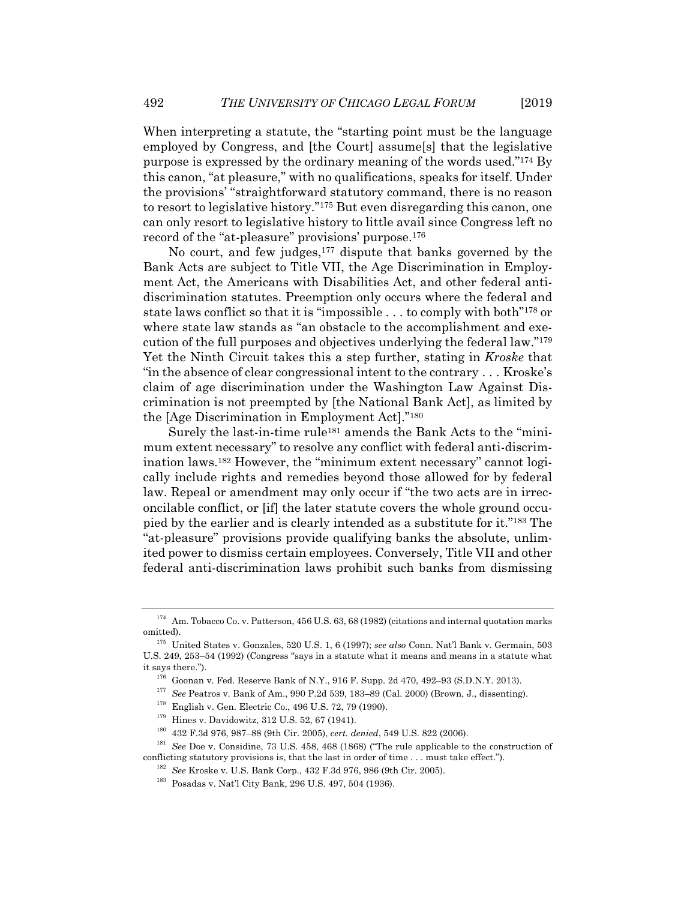When interpreting a statute, the "starting point must be the language employed by Congress, and [the Court] assume[s] that the legislative purpose is expressed by the ordinary meaning of the words used."[174] By this canon, "at pleasure," with no qualifications, speaks for itself. Under the provisions' "straightforward statutory command, there is no reason to resort to legislative history."[175] But even disregarding this canon, one can only resort to legislative history to little avail since Congress left no record of the "at-pleasure" provisions' purpose.[176]

No court, and few judges,[177] dispute that banks governed by the Bank Acts are subject to Title VII, the Age Discrimination in Employment Act, the Americans with Disabilities Act, and other federal anti-discrimination statutes. Preemption only occurs where the federal and state laws conflict so that it is "impossible . . . to comply with both"[178] or where state law stands as "an obstacle to the accomplishment and execution of the full purposes and objectives underlying the federal law."[179] Yet the Ninth Circuit takes this a step further, stating in *Kroske* that "in the absence of clear congressional intent to the contrary . . . Kroske's claim of age discrimination under the Washington Law Against Discrimination is not preempted by [the National Bank Act], as limited by the [Age Discrimination in Employment Act]."[180]

Surely the last-in-time rule[181] amends the Bank Acts to the "minimum extent necessary" to resolve any conflict with federal anti-discrimination laws.[182] However, the "minimum extent necessary" cannot logically include rights and remedies beyond those allowed for by federal law. Repeal or amendment may only occur if "the two acts are in irreconcilable conflict, or [if] the later statute covers the whole ground occupied by the earlier and is clearly intended as a substitute for it."[183] The "at-pleasure" provisions provide qualifying banks the absolute, unlimited power to dismiss certain employees. Conversely, Title VII and other federal anti-discrimination laws prohibit such banks from dismissing

---

[174] Am. Tobacco Co. v. Patterson, 456 U.S. 63, 68 (1982) (citations and internal quotation marks omitted).

[175] United States v. Gonzales, 520 U.S. 1, 6 (1997); *see also* Conn. Nat'l Bank v. Germain, 503 U.S. 249, 253–54 (1992) (Congress "says in a statute what it means and means in a statute what it says there.").

[176] Goonan v. Fed. Reserve Bank of N.Y., 916 F. Supp. 2d 470, 492–93 (S.D.N.Y. 2013).

[177] *See* Peatros v. Bank of Am., 990 P.2d 539, 183–89 (Cal. 2000) (Brown, J., dissenting).

[178] English v. Gen. Electric Co., 496 U.S. 72, 79 (1990).

[179] Hines v. Davidowitz, 312 U.S. 52, 67 (1941).

[180] 432 F.3d 976, 987–88 (9th Cir. 2005), *cert. denied*, 549 U.S. 822 (2006).

[181] *See* Doe v. Considine, 73 U.S. 458, 468 (1868) ("The rule applicable to the construction of conflicting statutory provisions is, that the last in order of time . . . must take effect.").

[182] *See* Kroske v. U.S. Bank Corp., 432 F.3d 976, 986 (9th Cir. 2005).

[183] Posadas v. Nat'l City Bank, 296 U.S. 497, 504 (1936).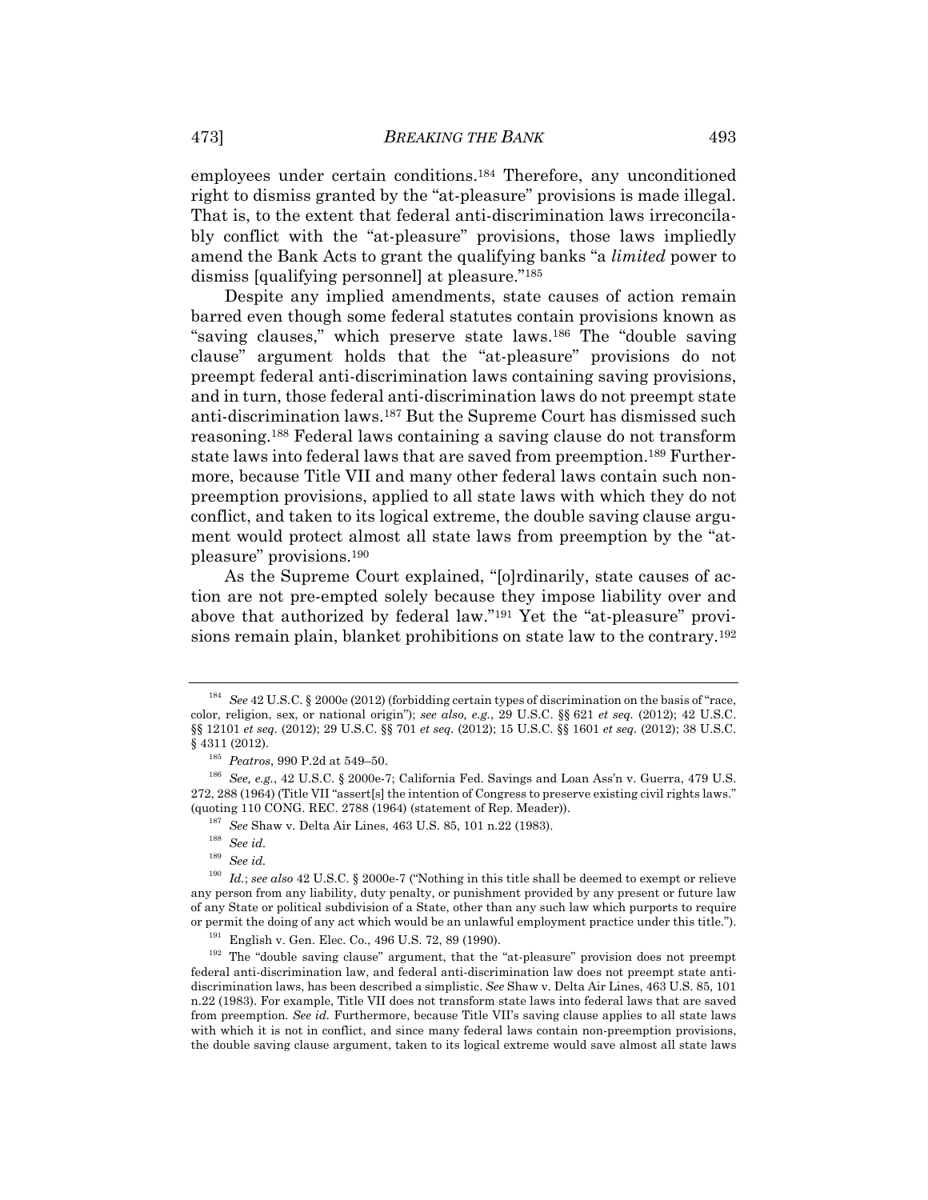employees under certain conditions.[184] Therefore, any unconditioned right to dismiss granted by the "at-pleasure" provisions is made illegal. That is, to the extent that federal anti-discrimination laws irreconcilably conflict with the "at-pleasure" provisions, those laws impliedly amend the Bank Acts to grant the qualifying banks "a *limited* power to dismiss [qualifying personnel] at pleasure."[185]

Despite any implied amendments, state causes of action remain barred even though some federal statutes contain provisions known as "saving clauses," which preserve state laws.[186] The "double saving clause" argument holds that the "at-pleasure" provisions do not preempt federal anti-discrimination laws containing saving provisions, and in turn, those federal anti-discrimination laws do not preempt state anti-discrimination laws.[187] But the Supreme Court has dismissed such reasoning.[188] Federal laws containing a saving clause do not transform state laws into federal laws that are saved from preemption.[189] Furthermore, because Title VII and many other federal laws contain such non-preemption provisions, applied to all state laws with which they do not conflict, and taken to its logical extreme, the double saving clause argument would protect almost all state laws from preemption by the "at-pleasure" provisions.[190]

As the Supreme Court explained, "[o]rdinarily, state causes of action are not pre-empted solely because they impose liability over and above that authorized by federal law."[191] Yet the "at-pleasure" provisions remain plain, blanket prohibitions on state law to the contrary.[192]

---

[184] *See* 42 U.S.C. § 2000e (2012) (forbidding certain types of discrimination on the basis of "race, color, religion, sex, or national origin"); *see also, e.g.*, 29 U.S.C. §§ 621 *et seq.* (2012); 42 U.S.C. §§ 12101 *et seq.* (2012); 29 U.S.C. §§ 701 *et seq.* (2012); 15 U.S.C. §§ 1601 *et seq.* (2012); 38 U.S.C. § 4311 (2012).

[185] *Peatros*, 990 P.2d at 549–50.

[186] *See, e.g.*, 42 U.S.C. § 2000e-7; California Fed. Savings and Loan Ass'n v. Guerra, 479 U.S. 272, 288 (1964) (Title VII "assert[s] the intention of Congress to preserve existing civil rights laws." (quoting 110 CONG. REC. 2788 (1964) (statement of Rep. Meader)).

[187] *See* Shaw v. Delta Air Lines, 463 U.S. 85, 101 n.22 (1983).

[188] *See id.*

[189] *See id.*

[190] *Id.*; *see also* 42 U.S.C. § 2000e-7 ("Nothing in this title shall be deemed to exempt or relieve any person from any liability, duty penalty, or punishment provided by any present or future law of any State or political subdivision of a State, other than any such law which purports to require or permit the doing of any act which would be an unlawful employment practice under this title.").

[191] English v. Gen. Elec. Co., 496 U.S. 72, 89 (1990).

[192] The "double saving clause" argument, that the "at-pleasure" provision does not preempt federal anti-discrimination law, and federal anti-discrimination law does not preempt state anti-discrimination laws, has been described a simplistic. *See* Shaw v. Delta Air Lines, 463 U.S. 85, 101 n.22 (1983). For example, Title VII does not transform state laws into federal laws that are saved from preemption. *See id.* Furthermore, because Title VII's saving clause applies to all state laws with which it is not in conflict, and since many federal laws contain non-preemption provisions, the double saving clause argument, taken to its logical extreme would save almost all state laws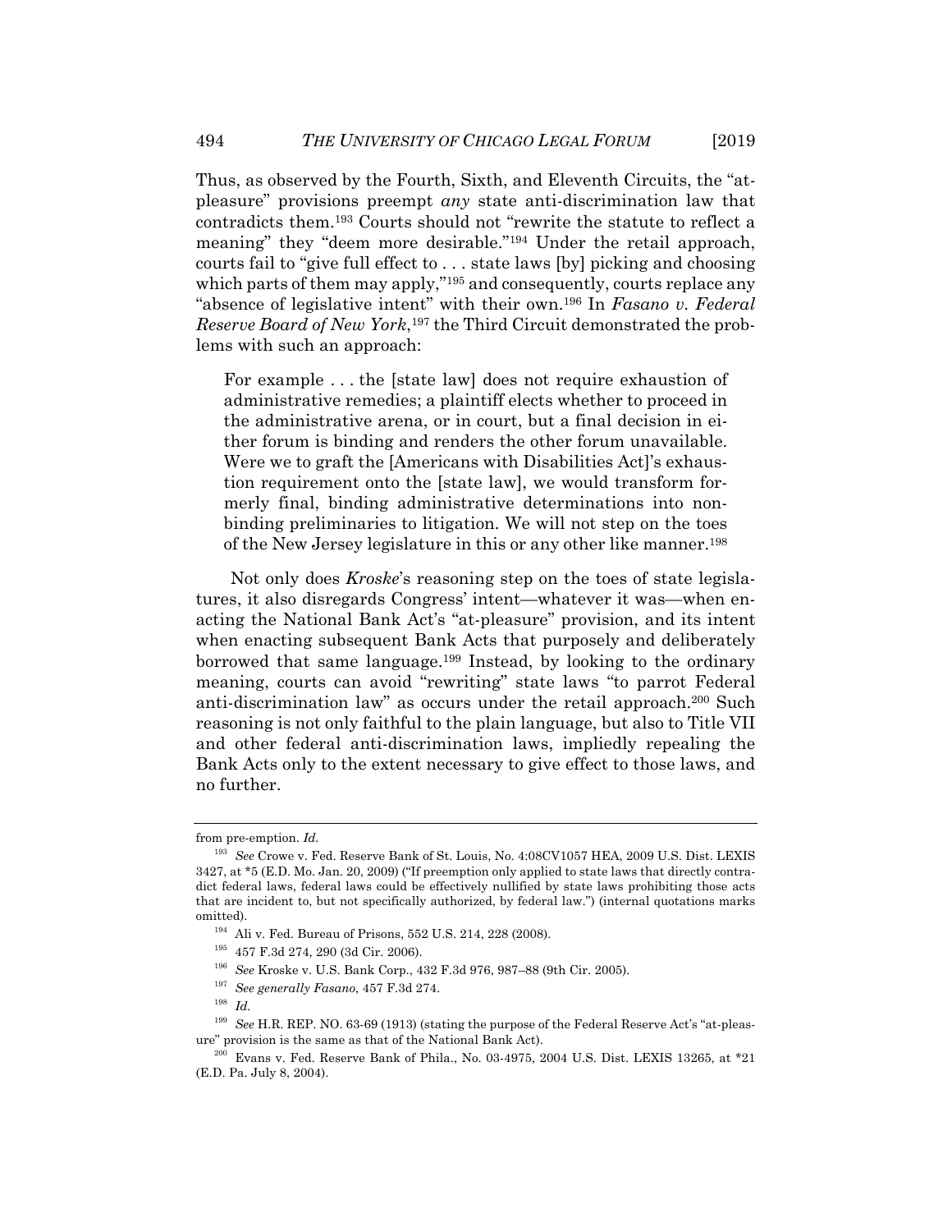Thus, as observed by the Fourth, Sixth, and Eleventh Circuits, the "at-pleasure" provisions preempt *any* state anti-discrimination law that contradicts them.[193] Courts should not "rewrite the statute to reflect a meaning" they "deem more desirable."[194] Under the retail approach, courts fail to "give full effect to . . . state laws [by] picking and choosing which parts of them may apply,"[195] and consequently, courts replace any "absence of legislative intent" with their own.[196] In *Fasano v. Federal Reserve Board of New York*,[197] the Third Circuit demonstrated the problems with such an approach:

> For example . . . the [state law] does not require exhaustion of administrative remedies; a plaintiff elects whether to proceed in the administrative arena, or in court, but a final decision in either forum is binding and renders the other forum unavailable. Were we to graft the [Americans with Disabilities Act]'s exhaustion requirement onto the [state law], we would transform formerly final, binding administrative determinations into non-binding preliminaries to litigation. We will not step on the toes of the New Jersey legislature in this or any other like manner.[198]

Not only does *Kroske*'s reasoning step on the toes of state legislatures, it also disregards Congress' intent—whatever it was—when enacting the National Bank Act's "at-pleasure" provision, and its intent when enacting subsequent Bank Acts that purposely and deliberately borrowed that same language.[199] Instead, by looking to the ordinary meaning, courts can avoid "rewriting" state laws "to parrot Federal anti-discrimination law" as occurs under the retail approach.[200] Such reasoning is not only faithful to the plain language, but also to Title VII and other federal anti-discrimination laws, impliedly repealing the Bank Acts only to the extent necessary to give effect to those laws, and no further.

---

from pre-emption. *Id.*

[193] *See* Crowe v. Fed. Reserve Bank of St. Louis, No. 4:08CV1057 HEA, 2009 U.S. Dist. LEXIS 3427, at *5 (E.D. Mo. Jan. 20, 2009) ("If preemption only applied to state laws that directly contradict federal laws, federal laws could be effectively nullified by state laws prohibiting those acts that are incident to, but not specifically authorized, by federal law.") (internal quotations marks omitted).

[194] Ali v. Fed. Bureau of Prisons, 552 U.S. 214, 228 (2008).

[195] 457 F.3d 274, 290 (3d Cir. 2006).

[196] *See* Kroske v. U.S. Bank Corp., 432 F.3d 976, 987–88 (9th Cir. 2005).

[197] *See generally Fasano*, 457 F.3d 274.

[198] *Id.*

[199] *See* H.R. REP. NO. 63-69 (1913) (stating the purpose of the Federal Reserve Act's "at-pleasure" provision is the same as that of the National Bank Act).

[200] Evans v. Fed. Reserve Bank of Phila., No. 03-4975, 2004 U.S. Dist. LEXIS 13265, at *21 (E.D. Pa. July 8, 2004).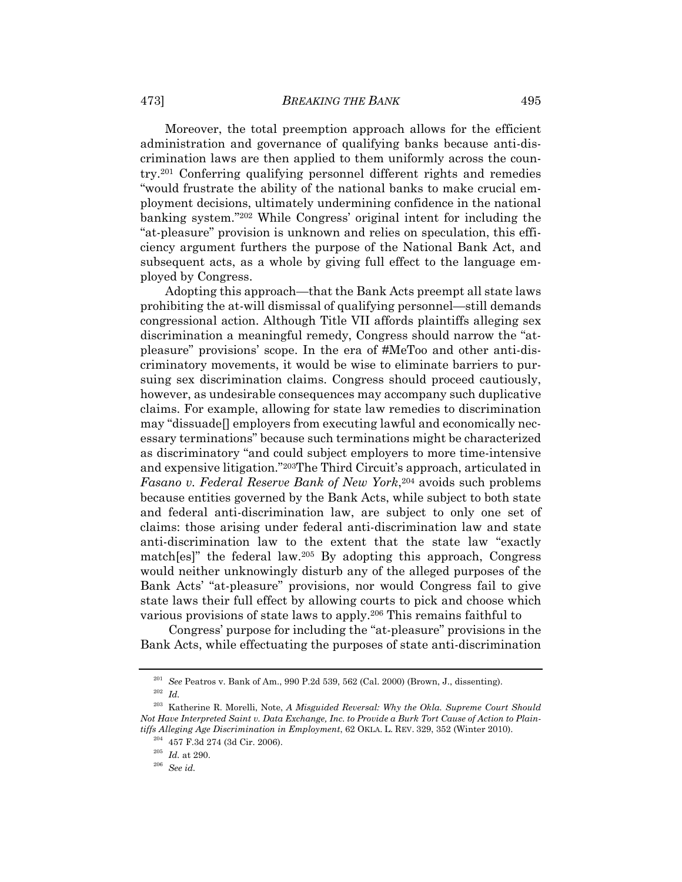Moreover, the total preemption approach allows for the efficient administration and governance of qualifying banks because anti-discrimination laws are then applied to them uniformly across the country.[201] Conferring qualifying personnel different rights and remedies "would frustrate the ability of the national banks to make crucial employment decisions, ultimately undermining confidence in the national banking system."[202] While Congress' original intent for including the "at-pleasure" provision is unknown and relies on speculation, this efficiency argument furthers the purpose of the National Bank Act, and subsequent acts, as a whole by giving full effect to the language employed by Congress.

Adopting this approach—that the Bank Acts preempt all state laws prohibiting the at-will dismissal of qualifying personnel—still demands congressional action. Although Title VII affords plaintiffs alleging sex discrimination a meaningful remedy, Congress should narrow the "at-pleasure" provisions' scope. In the era of #MeToo and other anti-discriminatory movements, it would be wise to eliminate barriers to pursuing sex discrimination claims. Congress should proceed cautiously, however, as undesirable consequences may accompany such duplicative claims. For example, allowing for state law remedies to discrimination may "dissuade[] employers from executing lawful and economically necessary terminations" because such terminations might be characterized as discriminatory "and could subject employers to more time-intensive and expensive litigation."[203] The Third Circuit's approach, articulated in *Fasano v. Federal Reserve Bank of New York*,[204] avoids such problems because entities governed by the Bank Acts, while subject to both state and federal anti-discrimination law, are subject to only one set of claims: those arising under federal anti-discrimination law and state anti-discrimination law to the extent that the state law "exactly match[es]" the federal law.[205] By adopting this approach, Congress would neither unknowingly disturb any of the alleged purposes of the Bank Acts' "at-pleasure" provisions, nor would Congress fail to give state laws their full effect by allowing courts to pick and choose which various provisions of state laws to apply.[206] This remains faithful to

Congress' purpose for including the "at-pleasure" provisions in the Bank Acts, while effectuating the purposes of state anti-discrimination

---

[201] *See* Peatros v. Bank of Am., 990 P.2d 539, 562 (Cal. 2000) (Brown, J., dissenting).

[202] *Id.*

[203] Katherine R. Morelli, Note, *A Misguided Reversal: Why the Okla. Supreme Court Should Not Have Interpreted Saint v. Data Exchange, Inc. to Provide a Burk Tort Cause of Action to Plaintiffs Alleging Age Discrimination in Employment*, 62 OKLA. L. REV. 329, 352 (Winter 2010).

[204] 457 F.3d 274 (3d Cir. 2006).

[205] *Id.* at 290.

[206] *See id.*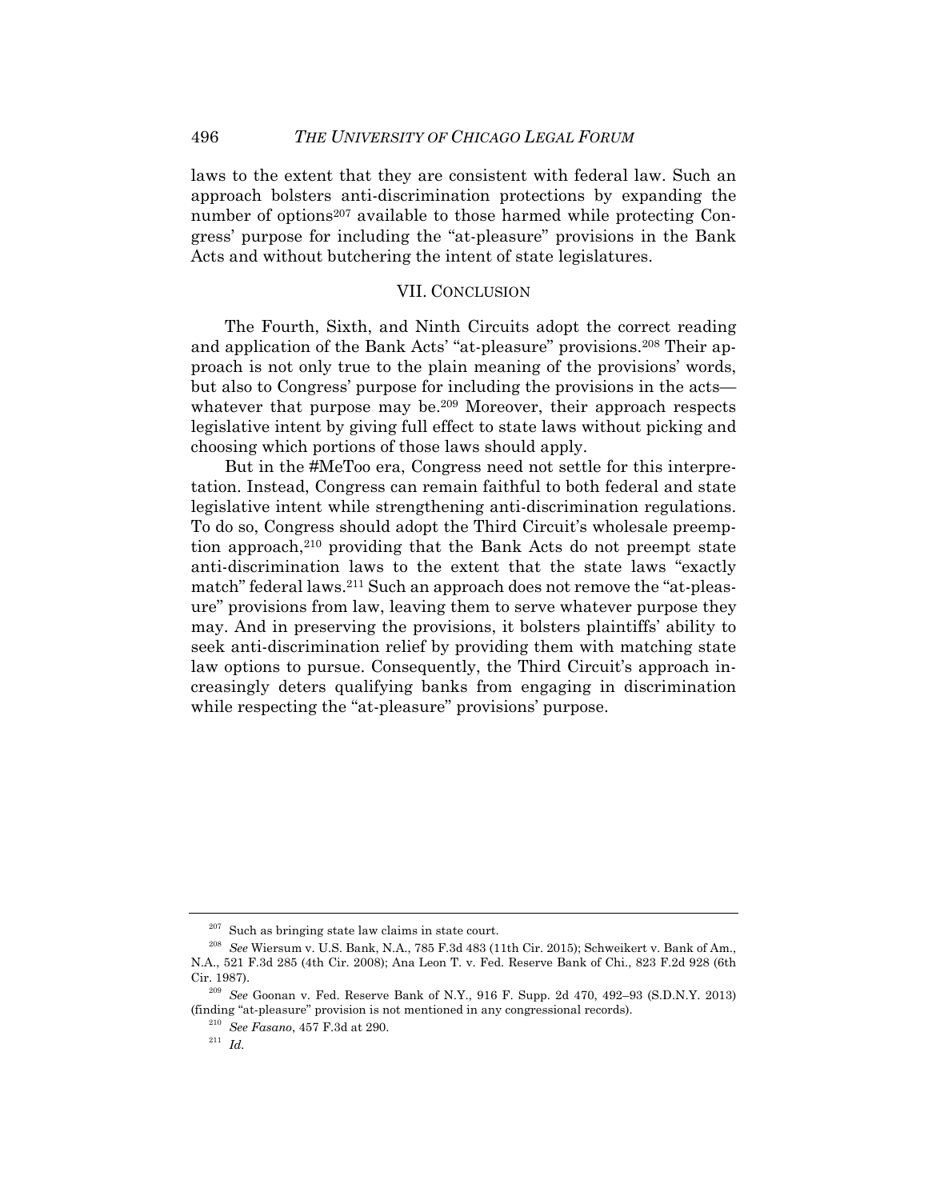laws to the extent that they are consistent with federal law. Such an approach bolsters anti-discrimination protections by expanding the number of options[207] available to those harmed while protecting Congress' purpose for including the "at-pleasure" provisions in the Bank Acts and without butchering the intent of state legislatures.

## VII. CONCLUSION

The Fourth, Sixth, and Ninth Circuits adopt the correct reading and application of the Bank Acts' "at-pleasure" provisions.[208] Their approach is not only true to the plain meaning of the provisions' words, but also to Congress' purpose for including the provisions in the acts—whatever that purpose may be.[209] Moreover, their approach respects legislative intent by giving full effect to state laws without picking and choosing which portions of those laws should apply.

But in the #MeToo era, Congress need not settle for this interpretation. Instead, Congress can remain faithful to both federal and state legislative intent while strengthening anti-discrimination regulations. To do so, Congress should adopt the Third Circuit's wholesale preemption approach,[210] providing that the Bank Acts do not preempt state anti-discrimination laws to the extent that the state laws "exactly match" federal laws.[211] Such an approach does not remove the "at-pleasure" provisions from law, leaving them to serve whatever purpose they may. And in preserving the provisions, it bolsters plaintiffs' ability to seek anti-discrimination relief by providing them with matching state law options to pursue. Consequently, the Third Circuit's approach increasingly deters qualifying banks from engaging in discrimination while respecting the "at-pleasure" provisions' purpose.

---

[207] Such as bringing state law claims in state court.

[208] *See* Wiersum v. U.S. Bank, N.A., 785 F.3d 483 (11th Cir. 2015); Schweikert v. Bank of Am., N.A., 521 F.3d 285 (4th Cir. 2008); Ana Leon T. v. Fed. Reserve Bank of Chi., 823 F.2d 928 (6th Cir. 1987).

[209] *See* Goonan v. Fed. Reserve Bank of N.Y., 916 F. Supp. 2d 470, 492–93 (S.D.N.Y. 2013) (finding "at-pleasure" provision is not mentioned in any congressional records).

[210] *See Fasano*, 457 F.3d at 290.

[211] *Id.*